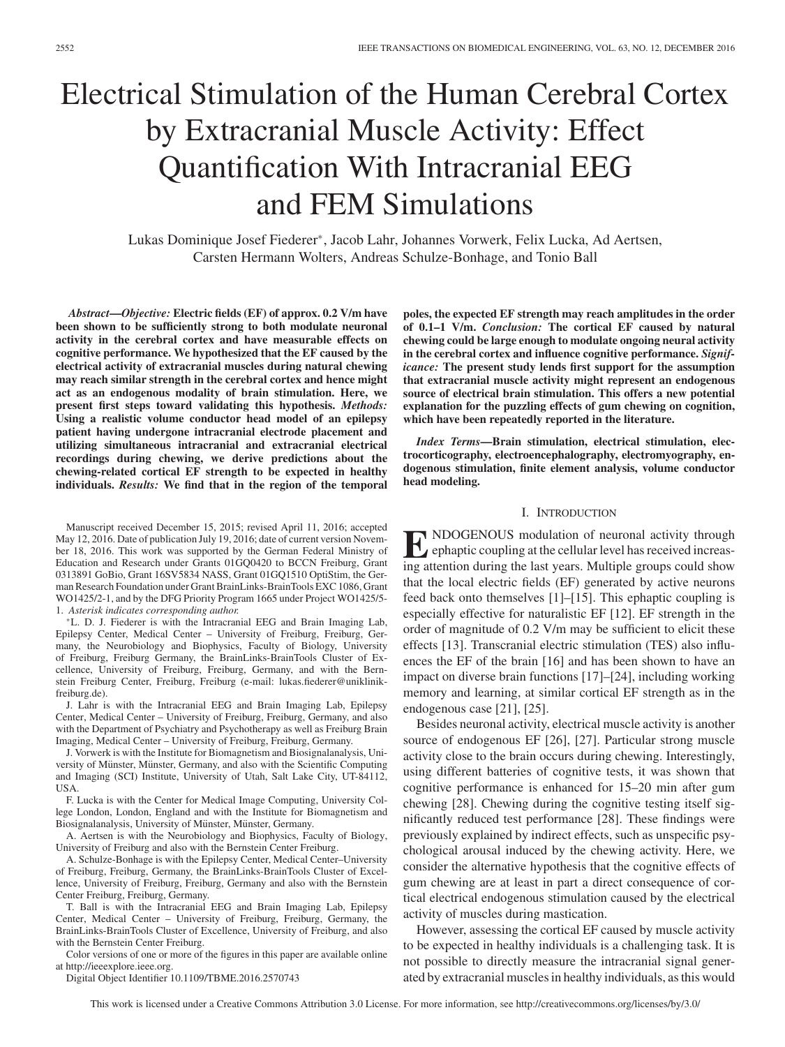# Electrical Stimulation of the Human Cerebral Cortex by Extracranial Muscle Activity: Effect Quantification With Intracranial EEG and FEM Simulations

Lukas Dominique Josef Fiederer*, Jacob Lahr, Johannes Vorwerk, Felix Lucka, Ad Aertsen, Carsten Hermann Wolters, Andreas Schulze-Bonhage, and Tonio Ball

***Abstract*—*Objective:* Electric fields (EF) of approx. 0.2 V/m have been shown to be sufficiently strong to both modulate neuronal activity in the cerebral cortex and have measurable effects on cognitive performance. We hypothesized that the EF caused by the electrical activity of extracranial muscles during natural chewing may reach similar strength in the cerebral cortex and hence might act as an endogenous modality of brain stimulation. Here, we present first steps toward validating this hypothesis. *Methods:* Using a realistic volume conductor head model of an epilepsy patient having undergone intracranial electrode placement and utilizing simultaneous intracranial and extracranial electrical recordings during chewing, we derive predictions about the chewing-related cortical EF strength to be expected in healthy individuals. *Results:* We find that in the region of the temporal poles, the expected EF strength may reach amplitudes in the order of 0.1–1 V/m. *Conclusion:* The cortical EF caused by natural chewing could be large enough to modulate ongoing neural activity in the cerebral cortex and influence cognitive performance. *Significance:* The present study lends first support for the assumption that extracranial muscle activity might represent an endogenous source of electrical brain stimulation. This offers a new potential explanation for the puzzling effects of gum chewing on cognition, which have been repeatedly reported in the literature.**

***Index Terms*—Brain stimulation, electrical stimulation, electrocorticography, electroencephalography, electromyography, endogenous stimulation, finite element analysis, volume conductor head modeling.**

Manuscript received December 15, 2015; revised April 11, 2016; accepted May 12, 2016. Date of publication July 19, 2016; date of current version November 18, 2016. This work was supported by the German Federal Ministry of Education and Research under Grants 01GQ0420 to BCCN Freiburg, Grant 0313891 GoBio, Grant 16SV5834 NASS, Grant 01GQ1510 OptiStim, the German Research Foundation under Grant BrainLinks-BrainTools EXC 1086, Grant WO1425/2-1, and by the DFG Priority Program 1665 under Project WO1425/5-1. *Asterisk indicates corresponding author.*

*L. D. J. Fiederer is with the Intracranial EEG and Brain Imaging Lab, Epilepsy Center, Medical Center – University of Freiburg, Freiburg, Germany, the Neurobiology and Biophysics, Faculty of Biology, University of Freiburg, Freiburg Germany, the BrainLinks-BrainTools Cluster of Excellence, University of Freiburg, Freiburg, Germany, and with the Bernstein Freiburg Center, Freiburg, Freiburg (e-mail: lukas.fiederer@uniklinik-freiburg.de).

J. Lahr is with the Intracranial EEG and Brain Imaging Lab, Epilepsy Center, Medical Center – University of Freiburg, Freiburg, Germany, and also with the Department of Psychiatry and Psychotherapy as well as Freiburg Brain Imaging, Medical Center – University of Freiburg, Freiburg, Germany.

J. Vorwerk is with the Institute for Biomagnetism and Biosignalanalysis, University of Münster, Münster, Germany, and also with the Scientific Computing and Imaging (SCI) Institute, University of Utah, Salt Lake City, UT-84112, USA.

F. Lucka is with the Center for Medical Image Computing, University College London, London, England and with the Institute for Biomagnetism and Biosignalanalysis, University of Münster, Münster, Germany.

A. Aertsen is with the Neurobiology and Biophysics, Faculty of Biology, University of Freiburg and also with the Bernstein Center Freiburg.

A. Schulze-Bonhage is with the Epilepsy Center, Medical Center–University of Freiburg, Freiburg, Germany, the BrainLinks-BrainTools Cluster of Excellence, University of Freiburg, Freiburg, Germany and also with the Bernstein Center Freiburg, Freiburg, Germany.

T. Ball is with the Intracranial EEG and Brain Imaging Lab, Epilepsy Center, Medical Center – University of Freiburg, Freiburg, Germany, the BrainLinks-BrainTools Cluster of Excellence, University of Freiburg, and also with the Bernstein Center Freiburg.

Color versions of one or more of the figures in this paper are available online at http://ieeexplore.ieee.org.

Digital Object Identifier 10.1109/TBME.2016.2570743

## I. Introduction

Endogenous modulation of neuronal activity through ephaptic coupling at the cellular level has received increasing attention during the last years. Multiple groups could show that the local electric fields (EF) generated by active neurons feed back onto themselves [1]–[15]. This ephaptic coupling is especially effective for naturalistic EF [12]. EF strength in the order of magnitude of 0.2 V/m may be sufficient to elicit these effects [13]. Transcranial electric stimulation (TES) also influences the EF of the brain [16] and has been shown to have an impact on diverse brain functions [17]–[24], including working memory and learning, at similar cortical EF strength as in the endogenous case [21], [25].

Besides neuronal activity, electrical muscle activity is another source of endogenous EF [26], [27]. Particular strong muscle activity close to the brain occurs during chewing. Interestingly, using different batteries of cognitive tests, it was shown that cognitive performance is enhanced for 15–20 min after gum chewing [28]. Chewing during the cognitive testing itself significantly reduced test performance [28]. These findings were previously explained by indirect effects, such as unspecific psychological arousal induced by the chewing activity. Here, we consider the alternative hypothesis that the cognitive effects of gum chewing are at least in part a direct consequence of cortical electrical endogenous stimulation caused by the electrical activity of muscles during mastication.

However, assessing the cortical EF caused by muscle activity to be expected in healthy individuals is a challenging task. It is not possible to directly measure the intracranial signal generated by extracranial muscles in healthy individuals, as this would

This work is licensed under a Creative Commons Attribution 3.0 License. For more information, see http://creativecommons.org/licenses/by/3.0/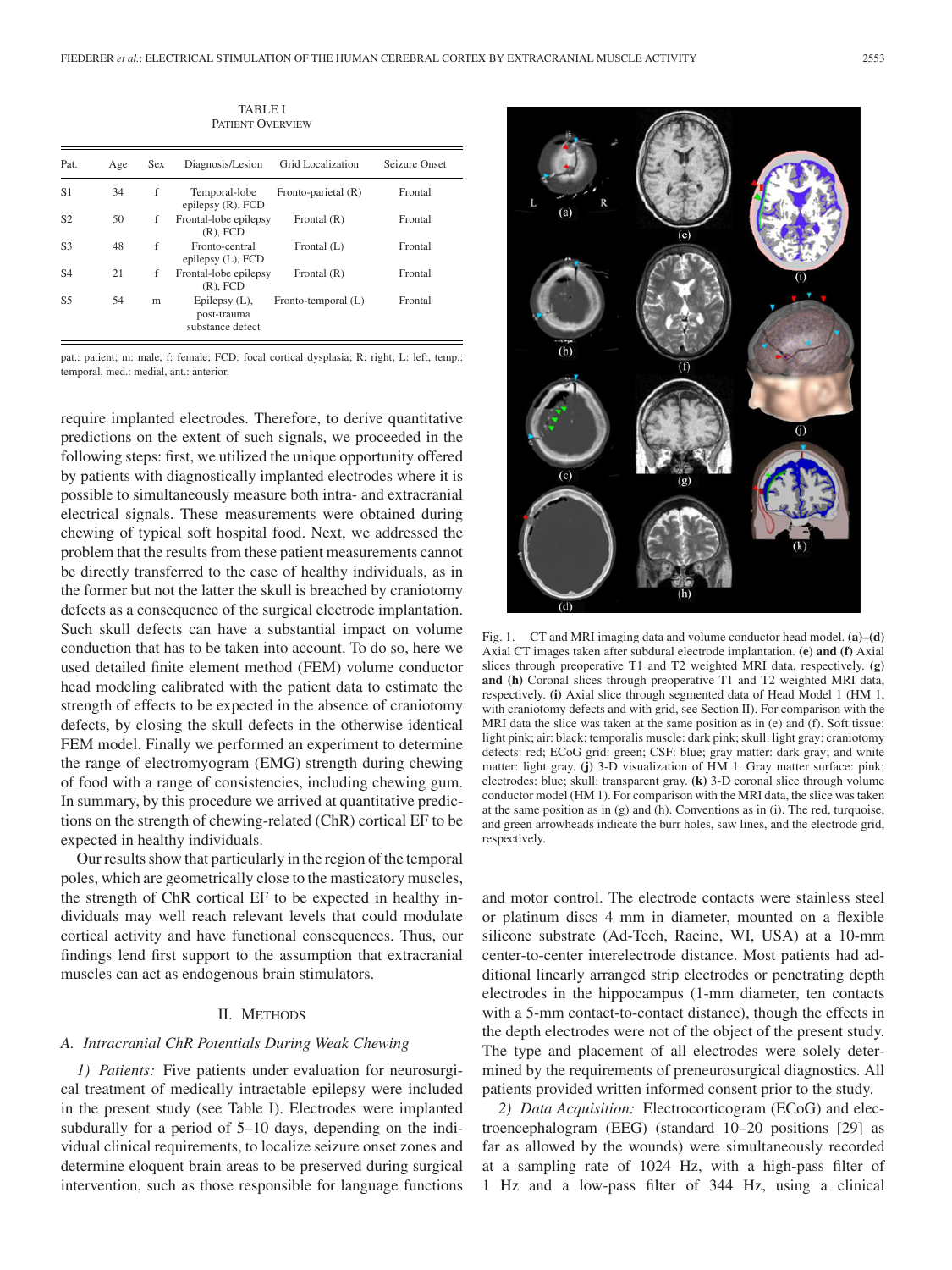TABLE I
PATIENT OVERVIEW

| Pat. | Age | Sex | Diagnosis/Lesion | Grid Localization | Seizure Onset |
|---|---|---|---|---|---|
| S1 | 34 | f | Temporal-lobe epilepsy (R), FCD | Fronto-parietal (R) | Frontal |
| S2 | 50 | f | Frontal-lobe epilepsy (R), FCD | Frontal (R) | Frontal |
| S3 | 48 | f | Fronto-central epilepsy (L), FCD | Frontal (L) | Frontal |
| S4 | 21 | f | Frontal-lobe epilepsy (R), FCD | Frontal (R) | Frontal |
| S5 | 54 | m | Epilepsy (L), post-trauma substance defect | Fronto-temporal (L) | Frontal |

pat.: patient; m: male, f: female; FCD: focal cortical dysplasia; R: right; L: left, temp.: temporal, med.: medial, ant.: anterior.

require implanted electrodes. Therefore, to derive quantitative predictions on the extent of such signals, we proceeded in the following steps: first, we utilized the unique opportunity offered by patients with diagnostically implanted electrodes where it is possible to simultaneously measure both intra- and extracranial electrical signals. These measurements were obtained during chewing of typical soft hospital food. Next, we addressed the problem that the results from these patient measurements cannot be directly transferred to the case of healthy individuals, as in the former but not the latter the skull is breached by craniotomy defects as a consequence of the surgical electrode implantation. Such skull defects can have a substantial impact on volume conduction that has to be taken into account. To do so, here we used detailed finite element method (FEM) volume conductor head modeling calibrated with the patient data to estimate the strength of effects to be expected in the absence of craniotomy defects, by closing the skull defects in the otherwise identical FEM model. Finally we performed an experiment to determine the range of electromyogram (EMG) strength during chewing of food with a range of consistencies, including chewing gum. In summary, by this procedure we arrived at quantitative predictions on the strength of chewing-related (ChR) cortical EF to be expected in healthy individuals.

Our results show that particularly in the region of the temporal poles, which are geometrically close to the masticatory muscles, the strength of ChR cortical EF to be expected in healthy individuals may well reach relevant levels that could modulate cortical activity and have functional consequences. Thus, our findings lend first support to the assumption that extracranial muscles can act as endogenous brain stimulators.

## II. METHODS

### A. Intracranial ChR Potentials During Weak Chewing

*1) Patients:* Five patients under evaluation for neurosurgical treatment of medically intractable epilepsy were included in the present study (see Table I). Electrodes were implanted subdurally for a period of 5–10 days, depending on the individual clinical requirements, to localize seizure onset zones and determine eloquent brain areas to be preserved during surgical intervention, such as those responsible for language functions and motor control. The electrode contacts were stainless steel or platinum discs 4 mm in diameter, mounted on a flexible silicone substrate (Ad-Tech, Racine, WI, USA) at a 10-mm center-to-center interelectrode distance. Most patients had additional linearly arranged strip electrodes or penetrating depth electrodes in the hippocampus (1-mm diameter, ten contacts with a 5-mm contact-to-contact distance), though the effects in the depth electrodes were not of the object of the present study. The type and placement of all electrodes were solely determined by the requirements of preneurosurgical diagnostics. All patients provided written informed consent prior to the study.

*2) Data Acquisition:* Electrocorticogram (ECoG) and electroencephalogram (EEG) (standard 10–20 positions [29] as far as allowed by the wounds) were simultaneously recorded at a sampling rate of 1024 Hz, with a high-pass filter of 1 Hz and a low-pass filter of 344 Hz, using a clinical

Fig. 1. CT and MRI imaging data and volume conductor head model. **(a)–(d)** Axial CT images taken after subdural electrode implantation. **(e) and (f)** Axial slices through preoperative T1 and T2 weighted MRI data, respectively. **(g) and (h)** Coronal slices through preoperative T1 and T2 weighted MRI data, respectively. **(i)** Axial slice through segmented data of Head Model 1 (HM 1, with craniotomy defects and with grid, see Section II). For comparison with the MRI data the slice was taken at the same position as in (e) and (f). Soft tissue: light pink; air: black; temporalis muscle: dark pink; skull: light gray; craniotomy defects: red; ECoG grid: green; CSF: blue; gray matter: dark gray; and white matter: light gray. **(j)** 3-D visualization of HM 1. Gray matter surface: pink; electrodes: blue; skull: transparent gray. **(k)** 3-D coronal slice through volume conductor model (HM 1). For comparison with the MRI data, the slice was taken at the same position as in (g) and (h). Conventions as in (i). The red, turquoise, and green arrowheads indicate the burr holes, saw lines, and the electrode grid, respectively.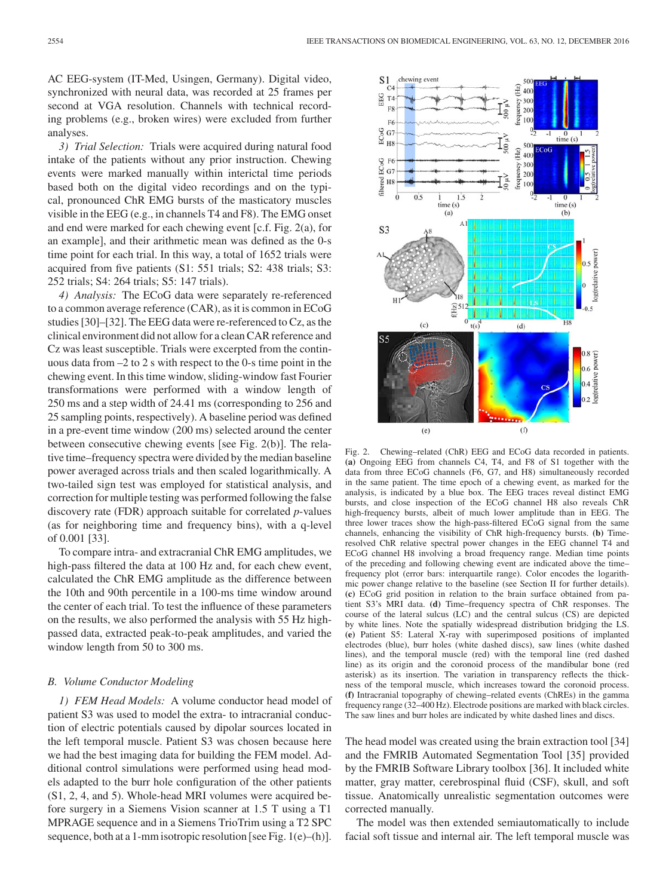AC EEG-system (IT-Med, Usingen, Germany). Digital video, synchronized with neural data, was recorded at 25 frames per second at VGA resolution. Channels with technical recording problems (e.g., broken wires) were excluded from further analyses.

*3) Trial Selection:* Trials were acquired during natural food intake of the patients without any prior instruction. Chewing events were marked manually within interictal time periods based both on the digital video recordings and on the typical, pronounced ChR EMG bursts of the masticatory muscles visible in the EEG (e.g., in channels T4 and F8). The EMG onset and end were marked for each chewing event [c.f. Fig. 2(a), for an example], and their arithmetic mean was defined as the 0-s time point for each trial. In this way, a total of 1652 trials were acquired from five patients (S1: 551 trials; S2: 438 trials; S3: 252 trials; S4: 264 trials; S5: 147 trials).

*4) Analysis:* The ECoG data were separately re-referenced to a common average reference (CAR), as it is common in ECoG studies [30]–[32]. The EEG data were re-referenced to Cz, as the clinical environment did not allow for a clean CAR reference and Cz was least susceptible. Trials were excerpted from the continuous data from –2 to 2 s with respect to the 0-s time point in the chewing event. In this time window, sliding-window fast Fourier transformations were performed with a window length of 250 ms and a step width of 24.41 ms (corresponding to 256 and 25 sampling points, respectively). A baseline period was defined in a pre-event time window (200 ms) selected around the center between consecutive chewing events [see Fig. 2(b)]. The relative time–frequency spectra were divided by the median baseline power averaged across trials and then scaled logarithmically. A two-tailed sign test was employed for statistical analysis, and correction for multiple testing was performed following the false discovery rate (FDR) approach suitable for correlated *p*-values (as for neighboring time and frequency bins), with a q-level of 0.001 [33].

To compare intra- and extracranial ChR EMG amplitudes, we high-pass filtered the data at 100 Hz and, for each chew event, calculated the ChR EMG amplitude as the difference between the 10th and 90th percentile in a 100-ms time window around the center of each trial. To test the influence of these parameters on the results, we also performed the analysis with 55 Hz high-passed data, extracted peak-to-peak amplitudes, and varied the window length from 50 to 300 ms.

### B. Volume Conductor Modeling

*1) FEM Head Models:* A volume conductor head model of patient S3 was used to model the extra- to intracranial conduction of electric potentials caused by dipolar sources located in the left temporal muscle. Patient S3 was chosen because here we had the best imaging data for building the FEM model. Additional control simulations were performed using head models adapted to the burr hole configuration of the other patients (S1, 2, 4, and 5). Whole-head MRI volumes were acquired before surgery in a Siemens Vision scanner at 1.5 T using a T1 MPRAGE sequence and in a Siemens TrioTrim using a T2 SPC sequence, both at a 1-mm isotropic resolution [see Fig. 1(e)–(h)].

Fig. 2. Chewing–related (ChR) EEG and ECoG data recorded in patients. **(a)** Ongoing EEG from channels C4, T4, and F8 of S1 together with the data from three ECoG channels (F6, G7, and H8) simultaneously recorded in the same patient. The time epoch of a chewing event, as marked for the analysis, is indicated by a blue box. The EEG traces reveal distinct EMG bursts, and close inspection of the ECoG channel H8 also reveals ChR high-frequency bursts, albeit of much lower amplitude than in EEG. The three lower traces show the high-pass-filtered ECoG signal from the same channels, enhancing the visibility of ChR high-frequency bursts. **(b)** Time-resolved ChR relative spectral power changes in the EEG channel T4 and ECoG channel H8 involving a broad frequency range. Median time points of the preceding and following chewing event are indicated above the time–frequency plot (error bars: interquartile range). Color encodes the logarithmic power change relative to the baseline (see Section II for further details). **(c)** ECoG grid position in relation to the brain surface obtained from patient S3's MRI data. **(d)** Time–frequency spectra of ChR responses. The course of the lateral sulcus (LC) and the central sulcus (CS) are depicted by white lines. Note the spatially widespread distribution bridging the LS. **(e)** Patient S5: Lateral X-ray with superimposed positions of implanted electrodes (blue), burr holes (white dashed discs), saw lines (white dashed lines), and the temporal muscle (red) with the temporal line (red dashed line) as its origin and the coronoid process of the mandibular bone (red asterisk) as its insertion. The variation in transparency reflects the thickness of the temporal muscle, which increases toward the coronoid process. **(f)** Intracranial topography of chewing–related events (ChREs) in the gamma frequency range (32–400 Hz). Electrode positions are marked with black circles. The saw lines and burr holes are indicated by white dashed lines and discs.

The head model was created using the brain extraction tool [34] and the FMRIB Automated Segmentation Tool [35] provided by the FMRIB Software Library toolbox [36]. It included white matter, gray matter, cerebrospinal fluid (CSF), skull, and soft tissue. Anatomically unrealistic segmentation outcomes were corrected manually.

The model was then extended semiautomatically to include facial soft tissue and internal air. The left temporal muscle was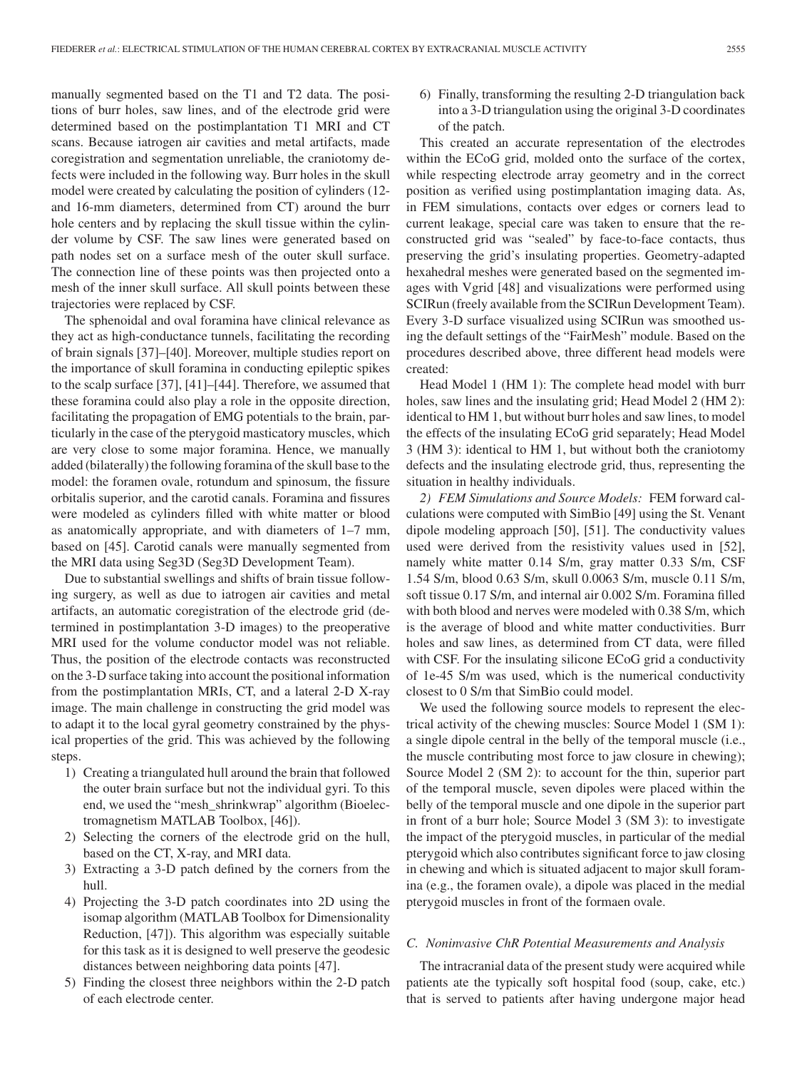manually segmented based on the T1 and T2 data. The positions of burr holes, saw lines, and of the electrode grid were determined based on the postimplantation T1 MRI and CT scans. Because iatrogen air cavities and metal artifacts, made coregistration and segmentation unreliable, the craniotomy defects were included in the following way. Burr holes in the skull model were created by calculating the position of cylinders (12- and 16-mm diameters, determined from CT) around the burr hole centers and by replacing the skull tissue within the cylinder volume by CSF. The saw lines were generated based on path nodes set on a surface mesh of the outer skull surface. The connection line of these points was then projected onto a mesh of the inner skull surface. All skull points between these trajectories were replaced by CSF.

The sphenoidal and oval foramina have clinical relevance as they act as high-conductance tunnels, facilitating the recording of brain signals [37]–[40]. Moreover, multiple studies report on the importance of skull foramina in conducting epileptic spikes to the scalp surface [37], [41]–[44]. Therefore, we assumed that these foramina could also play a role in the opposite direction, facilitating the propagation of EMG potentials to the brain, particularly in the case of the pterygoid masticatory muscles, which are very close to some major foramina. Hence, we manually added (bilaterally) the following foramina of the skull base to the model: the foramen ovale, rotundum and spinosum, the fissure orbitalis superior, and the carotid canals. Foramina and fissures were modeled as cylinders filled with white matter or blood as anatomically appropriate, and with diameters of 1–7 mm, based on [45]. Carotid canals were manually segmented from the MRI data using Seg3D (Seg3D Development Team).

Due to substantial swellings and shifts of brain tissue following surgery, as well as due to iatrogen air cavities and metal artifacts, an automatic coregistration of the electrode grid (determined in postimplantation 3-D images) to the preoperative MRI used for the volume conductor model was not reliable. Thus, the position of the electrode contacts was reconstructed on the 3-D surface taking into account the positional information from the postimplantation MRIs, CT, and a lateral 2-D X-ray image. The main challenge in constructing the grid model was to adapt it to the local gyral geometry constrained by the physical properties of the grid. This was achieved by the following steps.

1) Creating a triangulated hull around the brain that followed the outer brain surface but not the individual gyri. To this end, we used the "mesh_shrinkwrap" algorithm (Bioelectromagnetism MATLAB Toolbox, [46]).
2) Selecting the corners of the electrode grid on the hull, based on the CT, X-ray, and MRI data.
3) Extracting a 3-D patch defined by the corners from the hull.
4) Projecting the 3-D patch coordinates into 2D using the isomap algorithm (MATLAB Toolbox for Dimensionality Reduction, [47]). This algorithm was especially suitable for this task as it is designed to well preserve the geodesic distances between neighboring data points [47].
5) Finding the closest three neighbors within the 2-D patch of each electrode center.
6) Finally, transforming the resulting 2-D triangulation back into a 3-D triangulation using the original 3-D coordinates of the patch.

This created an accurate representation of the electrodes within the ECoG grid, molded onto the surface of the cortex, while respecting electrode array geometry and in the correct position as verified using postimplantation imaging data. As, in FEM simulations, contacts over edges or corners lead to current leakage, special care was taken to ensure that the reconstructed grid was "sealed" by face-to-face contacts, thus preserving the grid's insulating properties. Geometry-adapted hexahedral meshes were generated based on the segmented images with Vgrid [48] and visualizations were performed using SCIRun (freely available from the SCIRun Development Team). Every 3-D surface visualized using SCIRun was smoothed using the default settings of the "FairMesh" module. Based on the procedures described above, three different head models were created:

Head Model 1 (HM 1): The complete head model with burr holes, saw lines and the insulating grid; Head Model 2 (HM 2): identical to HM 1, but without burr holes and saw lines, to model the effects of the insulating ECoG grid separately; Head Model 3 (HM 3): identical to HM 1, but without both the craniotomy defects and the insulating electrode grid, thus, representing the situation in healthy individuals.

*2) FEM Simulations and Source Models:* FEM forward calculations were computed with SimBio [49] using the St. Venant dipole modeling approach [50], [51]. The conductivity values used were derived from the resistivity values used in [52], namely white matter 0.14 S/m, gray matter 0.33 S/m, CSF 1.54 S/m, blood 0.63 S/m, skull 0.0063 S/m, muscle 0.11 S/m, soft tissue 0.17 S/m, and internal air 0.002 S/m. Foramina filled with both blood and nerves were modeled with 0.38 S/m, which is the average of blood and white matter conductivities. Burr holes and saw lines, as determined from CT data, were filled with CSF. For the insulating silicone ECoG grid a conductivity of 1e-45 S/m was used, which is the numerical conductivity closest to 0 S/m that SimBio could model.

We used the following source models to represent the electrical activity of the chewing muscles: Source Model 1 (SM 1): a single dipole central in the belly of the temporal muscle (i.e., the muscle contributing most force to jaw closure in chewing); Source Model 2 (SM 2): to account for the thin, superior part of the temporal muscle, seven dipoles were placed within the belly of the temporal muscle and one dipole in the superior part in front of a burr hole; Source Model 3 (SM 3): to investigate the impact of the pterygoid muscles, in particular of the medial pterygoid which also contributes significant force to jaw closing in chewing and which is situated adjacent to major skull foramina (e.g., the foramen ovale), a dipole was placed in the medial pterygoid muscles in front of the formaen ovale.

### *C. Noninvasive ChR Potential Measurements and Analysis*

The intracranial data of the present study were acquired while patients ate the typically soft hospital food (soup, cake, etc.) that is served to patients after having undergone major head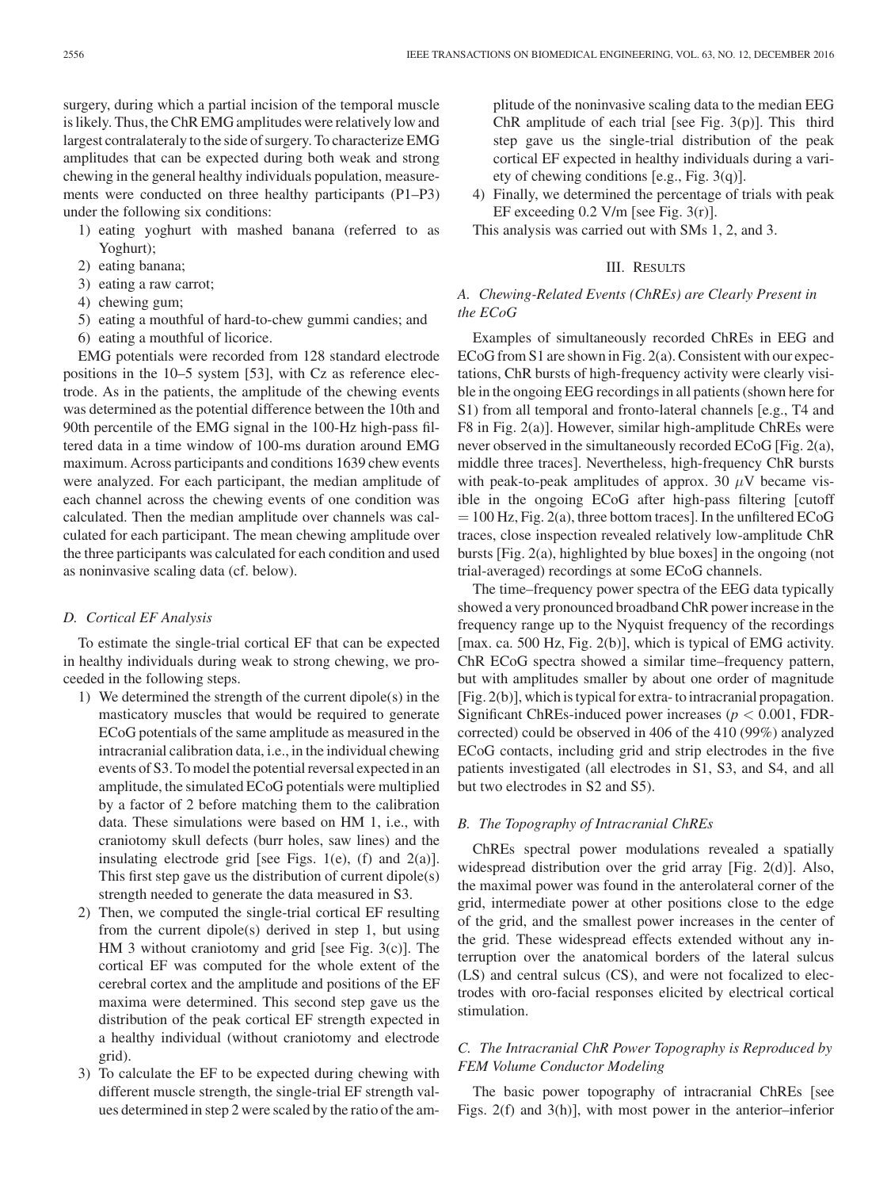surgery, during which a partial incision of the temporal muscle is likely. Thus, the ChR EMG amplitudes were relatively low and largest contralateraly to the side of surgery. To characterize EMG amplitudes that can be expected during both weak and strong chewing in the general healthy individuals population, measurements were conducted on three healthy participants (P1–P3) under the following six conditions:

1) eating yoghurt with mashed banana (referred to as Yoghurt);
2) eating banana;
3) eating a raw carrot;
4) chewing gum;
5) eating a mouthful of hard-to-chew gummi candies; and
6) eating a mouthful of licorice.

EMG potentials were recorded from 128 standard electrode positions in the 10–5 system [53], with Cz as reference electrode. As in the patients, the amplitude of the chewing events was determined as the potential difference between the 10th and 90th percentile of the EMG signal in the 100-Hz high-pass filtered data in a time window of 100-ms duration around EMG maximum. Across participants and conditions 1639 chew events were analyzed. For each participant, the median amplitude of each channel across the chewing events of one condition was calculated. Then the median amplitude over channels was calculated for each participant. The mean chewing amplitude over the three participants was calculated for each condition and used as noninvasive scaling data (cf. below).

### D. Cortical EF Analysis

To estimate the single-trial cortical EF that can be expected in healthy individuals during weak to strong chewing, we proceeded in the following steps.

1) We determined the strength of the current dipole(s) in the masticatory muscles that would be required to generate ECoG potentials of the same amplitude as measured in the intracranial calibration data, i.e., in the individual chewing events of S3. To model the potential reversal expected in an amplitude, the simulated ECoG potentials were multiplied by a factor of 2 before matching them to the calibration data. These simulations were based on HM 1, i.e., with craniotomy skull defects (burr holes, saw lines) and the insulating electrode grid [see Figs. 1(e), (f) and 2(a)]. This first step gave us the distribution of current dipole(s) strength needed to generate the data measured in S3.
2) Then, we computed the single-trial cortical EF resulting from the current dipole(s) derived in step 1, but using HM 3 without craniotomy and grid [see Fig. 3(c)]. The cortical EF was computed for the whole extent of the cerebral cortex and the amplitude and positions of the EF maxima were determined. This second step gave us the distribution of the peak cortical EF strength expected in a healthy individual (without craniotomy and electrode grid).
3) To calculate the EF to be expected during chewing with different muscle strength, the single-trial EF strength values determined in step 2 were scaled by the ratio of the amplitude of the noninvasive scaling data to the median EEG ChR amplitude of each trial [see Fig. 3(p)]. This third step gave us the single-trial distribution of the peak cortical EF expected in healthy individuals during a variety of chewing conditions [e.g., Fig. 3(q)].
4) Finally, we determined the percentage of trials with peak EF exceeding 0.2 V/m [see Fig. 3(r)].

This analysis was carried out with SMs 1, 2, and 3.

## III. Results

### A. Chewing-Related Events (ChREs) are Clearly Present in the ECoG

Examples of simultaneously recorded ChREs in EEG and ECoG from S1 are shown in Fig. 2(a). Consistent with our expectations, ChR bursts of high-frequency activity were clearly visible in the ongoing EEG recordings in all patients (shown here for S1) from all temporal and fronto-lateral channels [e.g., T4 and F8 in Fig. 2(a)]. However, similar high-amplitude ChREs were never observed in the simultaneously recorded ECoG [Fig. 2(a), middle three traces]. Nevertheless, high-frequency ChR bursts with peak-to-peak amplitudes of approx. 30 $\mu$V became visible in the ongoing ECoG after high-pass filtering [cutoff $= 100$ Hz, Fig. 2(a), three bottom traces]. In the unfiltered ECoG traces, close inspection revealed relatively low-amplitude ChR bursts [Fig. 2(a), highlighted by blue boxes] in the ongoing (not trial-averaged) recordings at some ECoG channels.

The time–frequency power spectra of the EEG data typically showed a very pronounced broadband ChR power increase in the frequency range up to the Nyquist frequency of the recordings [max. ca. 500 Hz, Fig. 2(b)], which is typical of EMG activity. ChR ECoG spectra showed a similar time–frequency pattern, but with amplitudes smaller by about one order of magnitude [Fig. 2(b)], which is typical for extra- to intracranial propagation. Significant ChREs-induced power increases ($p < 0.001$, FDR-corrected) could be observed in 406 of the 410 (99%) analyzed ECoG contacts, including grid and strip electrodes in the five patients investigated (all electrodes in S1, S3, and S4, and all but two electrodes in S2 and S5).

### B. The Topography of Intracranial ChREs

ChREs spectral power modulations revealed a spatially widespread distribution over the grid array [Fig. 2(d)]. Also, the maximal power was found in the anterolateral corner of the grid, intermediate power at other positions close to the edge of the grid, and the smallest power increases in the center of the grid. These widespread effects extended without any interruption over the anatomical borders of the lateral sulcus (LS) and central sulcus (CS), and were not focalized to electrodes with oro-facial responses elicited by electrical cortical stimulation.

### C. The Intracranial ChR Power Topography is Reproduced by FEM Volume Conductor Modeling

The basic power topography of intracranial ChREs [see Figs. 2(f) and 3(h)], with most power in the anterior–inferior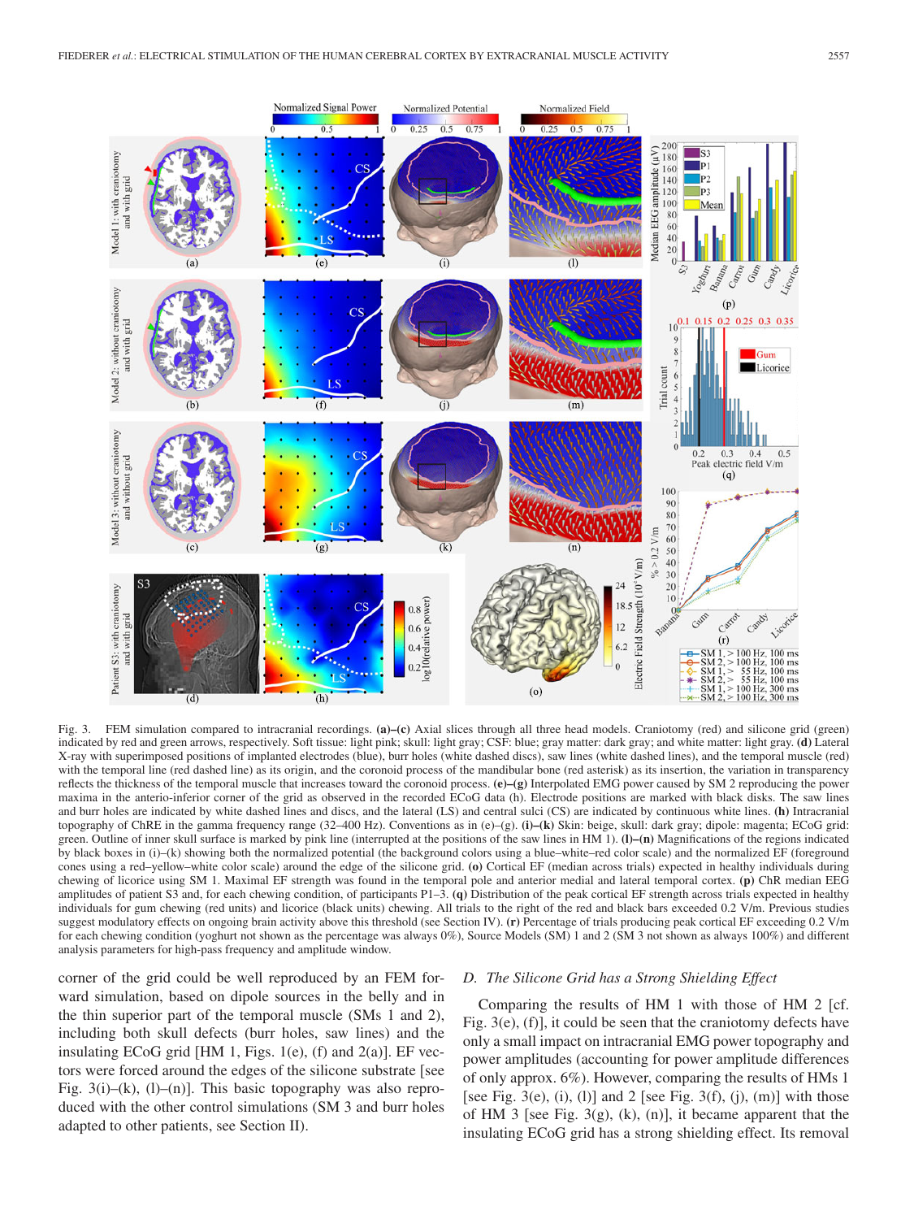Fig. 3. FEM simulation compared to intracranial recordings. **(a)–(c)** Axial slices through all three head models. Craniotomy (red) and silicone grid (green) indicated by red and green arrows, respectively. Soft tissue: light pink; skull: light gray; CSF: blue; gray matter: dark gray; and white matter: light gray. **(d)** Lateral X-ray with superimposed positions of implanted electrodes (blue), burr holes (white dashed discs), saw lines (white dashed lines), and the temporal muscle (red) with the temporal line (red dashed line) as its origin, and the coronoid process of the mandibular bone (red asterisk) as its insertion, the variation in transparency reflects the thickness of the temporal muscle that increases toward the coronoid process. **(e)–(g)** Interpolated EMG power caused by SM 2 reproducing the power maxima in the anterio-inferior corner of the grid as observed in the recorded ECoG data (h). Electrode positions are marked with black disks. The saw lines and burr holes are indicated by white dashed lines and discs, and the lateral (LS) and central sulci (CS) are indicated by continuous white lines. **(h)** Intracranial topography of ChRE in the gamma frequency range (32–400 Hz). Conventions as in (e)–(g). **(i)–(k)** Skin: beige, skull: dark gray; dipole: magenta; ECoG grid: green. Outline of inner skull surface is marked by pink line (interrupted at the positions of the saw lines in HM 1). **(l)–(n)** Magnifications of the regions indicated by black boxes in (i)–(k) showing both the normalized potential (the background colors using a blue–white–red color scale) and the normalized EF (foreground cones using a red–yellow–white color scale) around the edge of the silicone grid. **(o)** Cortical EF (median across trials) expected in healthy individuals during chewing of licorice using SM 1. Maximal EF strength was found in the temporal pole and anterior medial and lateral temporal cortex. **(p)** ChR median EEG amplitudes of patient S3 and, for each chewing condition, of participants P1–3. **(q)** Distribution of the peak cortical EF strength across trials expected in healthy individuals for gum chewing (red units) and licorice (black units) chewing. All trials to the right of the red and black bars exceeded 0.2 V/m. Previous studies suggest modulatory effects on ongoing brain activity above this threshold (see Section IV). **(r)** Percentage of trials producing peak cortical EF exceeding 0.2 V/m for each chewing condition (yoghurt not shown as the percentage was always 0%), Source Models (SM) 1 and 2 (SM 3 not shown as always 100%) and different analysis parameters for high-pass frequency and amplitude window.

corner of the grid could be well reproduced by an FEM forward simulation, based on dipole sources in the belly and in the thin superior part of the temporal muscle (SMs 1 and 2), including both skull defects (burr holes, saw lines) and the insulating ECoG grid [HM 1, Figs. 1(e), (f) and 2(a)]. EF vectors were forced around the edges of the silicone substrate [see Fig. 3(i)–(k), (l)–(n)]. This basic topography was also reproduced with the other control simulations (SM 3 and burr holes adapted to other patients, see Section II).

### D. The Silicone Grid has a Strong Shielding Effect

Comparing the results of HM 1 with those of HM 2 [cf. Fig. 3(e), (f)], it could be seen that the craniotomy defects have only a small impact on intracranial EMG power topography and power amplitudes (accounting for power amplitude differences of only approx. 6%). However, comparing the results of HMs 1 [see Fig. 3(e), (i), (l)] and 2 [see Fig. 3(f), (j), (m)] with those of HM 3 [see Fig. 3(g), (k), (n)], it became apparent that the insulating ECoG grid has a strong shielding effect. Its removal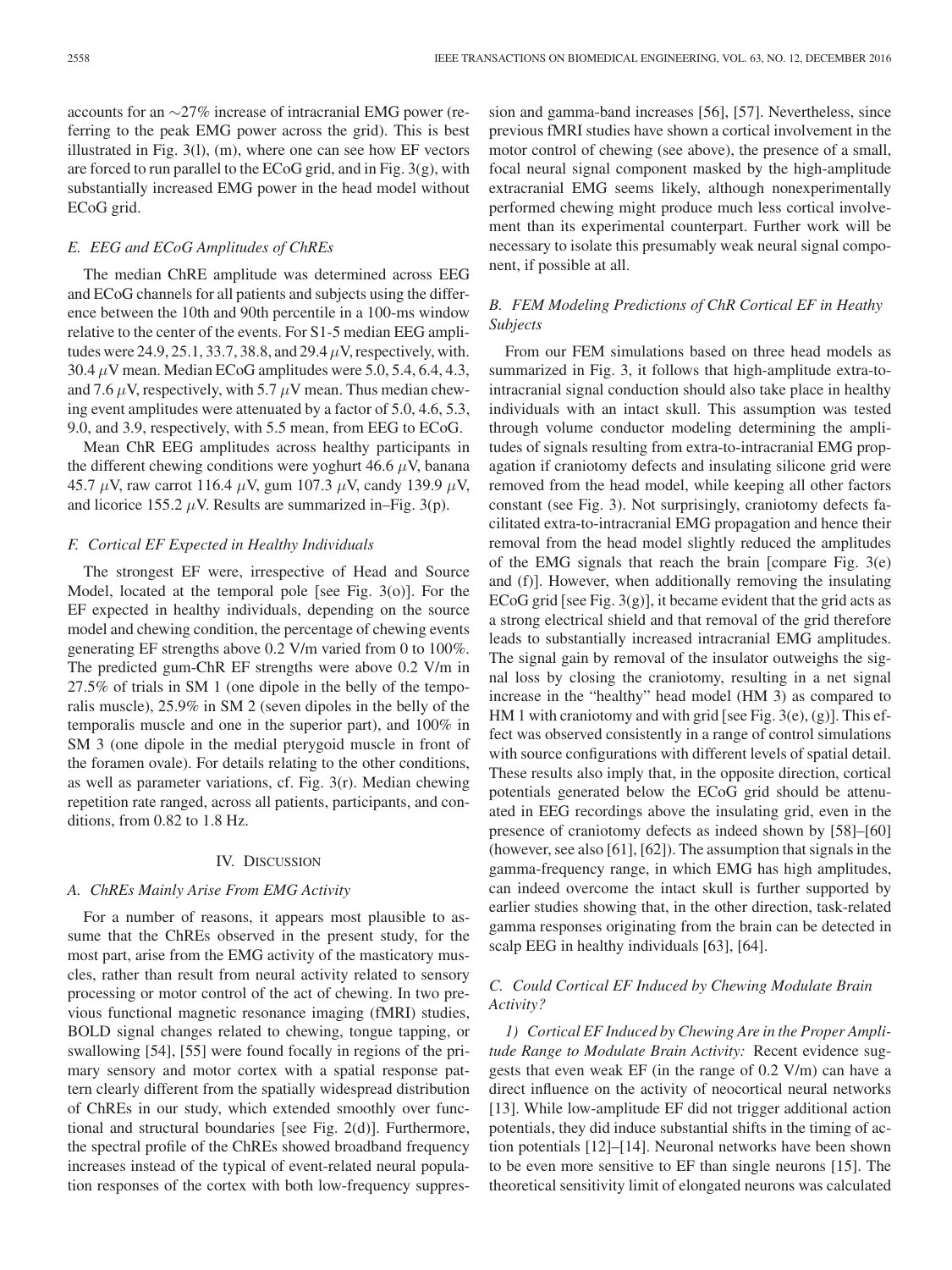accounts for an ∼27% increase of intracranial EMG power (referring to the peak EMG power across the grid). This is best illustrated in Fig. 3(l), (m), where one can see how EF vectors are forced to run parallel to the ECoG grid, and in Fig. 3(g), with substantially increased EMG power in the head model without ECoG grid.

### *E. EEG and ECoG Amplitudes of ChREs*

The median ChRE amplitude was determined across EEG and ECoG channels for all patients and subjects using the difference between the 10th and 90th percentile in a 100-ms window relative to the center of the events. For S1-5 median EEG amplitudes were 24.9, 25.1, 33.7, 38.8, and 29.4 $\mu$V, respectively, with. 30.4 $\mu$V mean. Median ECoG amplitudes were 5.0, 5.4, 6.4, 4.3, and 7.6 $\mu$V, respectively, with 5.7 $\mu$V mean. Thus median chewing event amplitudes were attenuated by a factor of 5.0, 4.6, 5.3, 9.0, and 3.9, respectively, with 5.5 mean, from EEG to ECoG.

Mean ChR EEG amplitudes across healthy participants in the different chewing conditions were yoghurt 46.6 $\mu$V, banana 45.7 $\mu$V, raw carrot 116.4 $\mu$V, gum 107.3 $\mu$V, candy 139.9 $\mu$V, and licorice 155.2 $\mu$V. Results are summarized in–Fig. 3(p).

### *F. Cortical EF Expected in Healthy Individuals*

The strongest EF were, irrespective of Head and Source Model, located at the temporal pole [see Fig. 3(o)]. For the EF expected in healthy individuals, depending on the source model and chewing condition, the percentage of chewing events generating EF strengths above 0.2 V/m varied from 0 to 100%. The predicted gum-ChR EF strengths were above 0.2 V/m in 27.5% of trials in SM 1 (one dipole in the belly of the temporalis muscle), 25.9% in SM 2 (seven dipoles in the belly of the temporalis muscle and one in the superior part), and 100% in SM 3 (one dipole in the medial pterygoid muscle in front of the foramen ovale). For details relating to the other conditions, as well as parameter variations, cf. Fig. 3(r). Median chewing repetition rate ranged, across all patients, participants, and conditions, from 0.82 to 1.8 Hz.

## IV. Discussion

### *A. ChREs Mainly Arise From EMG Activity*

For a number of reasons, it appears most plausible to assume that the ChREs observed in the present study, for the most part, arise from the EMG activity of the masticatory muscles, rather than result from neural activity related to sensory processing or motor control of the act of chewing. In two previous functional magnetic resonance imaging (fMRI) studies, BOLD signal changes related to chewing, tongue tapping, or swallowing [54], [55] were found focally in regions of the primary sensory and motor cortex with a spatial response pattern clearly different from the spatially widespread distribution of ChREs in our study, which extended smoothly over functional and structural boundaries [see Fig. 2(d)]. Furthermore, the spectral profile of the ChREs showed broadband frequency increases instead of the typical of event-related neural population responses of the cortex with both low-frequency suppression and gamma-band increases [56], [57]. Nevertheless, since previous fMRI studies have shown a cortical involvement in the motor control of chewing (see above), the presence of a small, focal neural signal component masked by the high-amplitude extracranial EMG seems likely, although nonexperimentally performed chewing might produce much less cortical involvement than its experimental counterpart. Further work will be necessary to isolate this presumably weak neural signal component, if possible at all.

### *B. FEM Modeling Predictions of ChR Cortical EF in Heathy Subjects*

From our FEM simulations based on three head models as summarized in Fig. 3, it follows that high-amplitude extra-to-intracranial signal conduction should also take place in healthy individuals with an intact skull. This assumption was tested through volume conductor modeling determining the amplitudes of signals resulting from extra-to-intracranial EMG propagation if craniotomy defects and insulating silicone grid were removed from the head model, while keeping all other factors constant (see Fig. 3). Not surprisingly, craniotomy defects facilitated extra-to-intracranial EMG propagation and hence their removal from the head model slightly reduced the amplitudes of the EMG signals that reach the brain [compare Fig. 3(e) and (f)]. However, when additionally removing the insulating ECoG grid [see Fig. 3(g)], it became evident that the grid acts as a strong electrical shield and that removal of the grid therefore leads to substantially increased intracranial EMG amplitudes. The signal gain by removal of the insulator outweighs the signal loss by closing the craniotomy, resulting in a net signal increase in the "healthy" head model (HM 3) as compared to HM 1 with craniotomy and with grid [see Fig. 3(e), (g)]. This effect was observed consistently in a range of control simulations with source configurations with different levels of spatial detail. These results also imply that, in the opposite direction, cortical potentials generated below the ECoG grid should be attenuated in EEG recordings above the insulating grid, even in the presence of craniotomy defects as indeed shown by [58]–[60] (however, see also [61], [62]). The assumption that signals in the gamma-frequency range, in which EMG has high amplitudes, can indeed overcome the intact skull is further supported by earlier studies showing that, in the other direction, task-related gamma responses originating from the brain can be detected in scalp EEG in healthy individuals [63], [64].

### *C. Could Cortical EF Induced by Chewing Modulate Brain Activity?*

*1) Cortical EF Induced by Chewing Are in the Proper Amplitude Range to Modulate Brain Activity:* Recent evidence suggests that even weak EF (in the range of 0.2 V/m) can have a direct influence on the activity of neocortical neural networks [13]. While low-amplitude EF did not trigger additional action potentials, they did induce substantial shifts in the timing of action potentials [12]–[14]. Neuronal networks have been shown to be even more sensitive to EF than single neurons [15]. The theoretical sensitivity limit of elongated neurons was calculated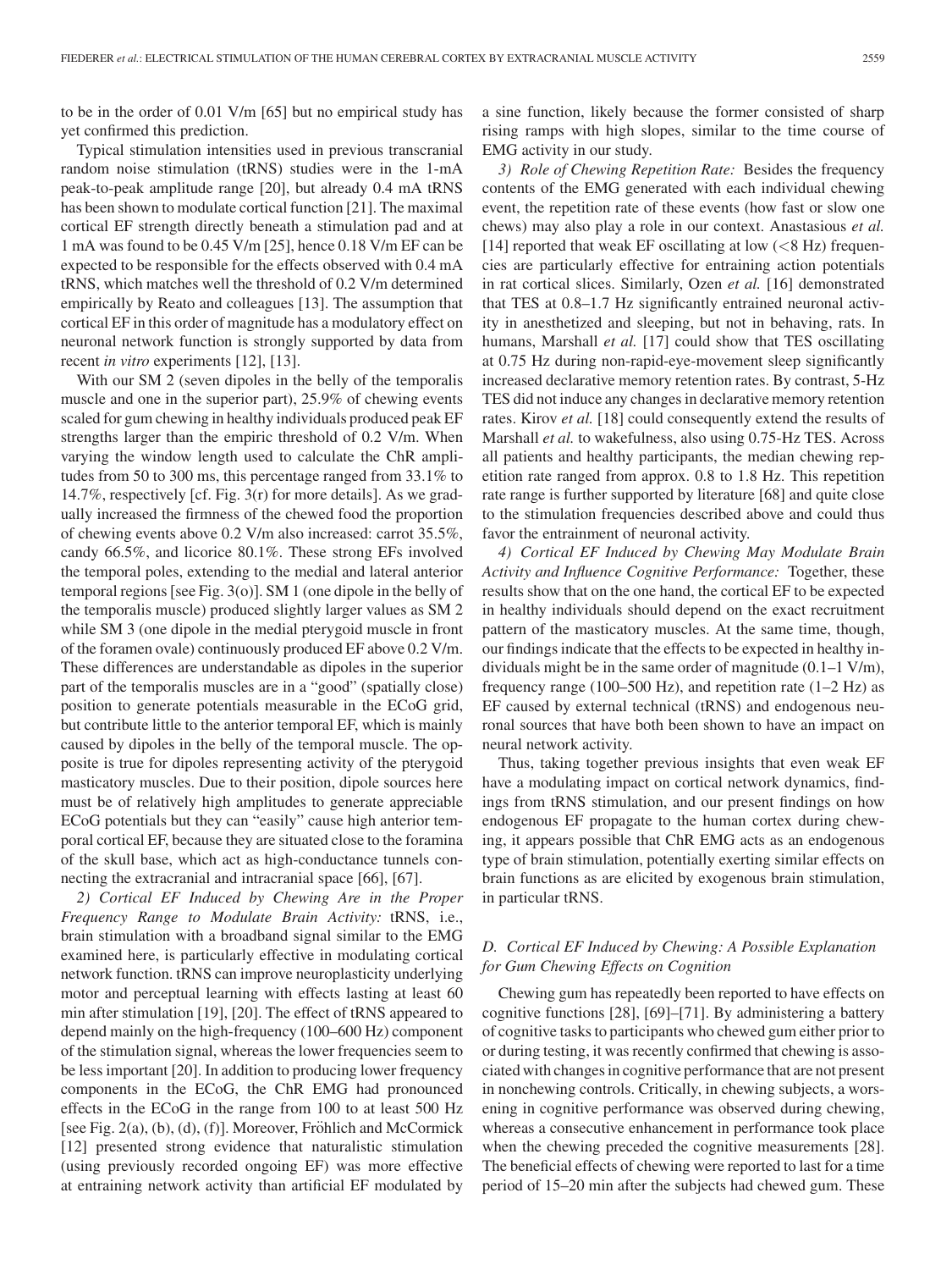to be in the order of 0.01 V/m [65] but no empirical study has yet confirmed this prediction.

Typical stimulation intensities used in previous transcranial random noise stimulation (tRNS) studies were in the 1-mA peak-to-peak amplitude range [20], but already 0.4 mA tRNS has been shown to modulate cortical function [21]. The maximal cortical EF strength directly beneath a stimulation pad and at 1 mA was found to be 0.45 V/m [25], hence 0.18 V/m EF can be expected to be responsible for the effects observed with 0.4 mA tRNS, which matches well the threshold of 0.2 V/m determined empirically by Reato and colleagues [13]. The assumption that cortical EF in this order of magnitude has a modulatory effect on neuronal network function is strongly supported by data from recent *in vitro* experiments [12], [13].

With our SM 2 (seven dipoles in the belly of the temporalis muscle and one in the superior part), 25.9% of chewing events scaled for gum chewing in healthy individuals produced peak EF strengths larger than the empiric threshold of 0.2 V/m. When varying the window length used to calculate the ChR amplitudes from 50 to 300 ms, this percentage ranged from 33.1% to 14.7%, respectively [cf. Fig. 3(r) for more details]. As we gradually increased the firmness of the chewed food the proportion of chewing events above 0.2 V/m also increased: carrot 35.5%, candy 66.5%, and licorice 80.1%. These strong EFs involved the temporal poles, extending to the medial and lateral anterior temporal regions [see Fig. 3(o)]. SM 1 (one dipole in the belly of the temporalis muscle) produced slightly larger values as SM 2 while SM 3 (one dipole in the medial pterygoid muscle in front of the foramen ovale) continuously produced EF above 0.2 V/m. These differences are understandable as dipoles in the superior part of the temporalis muscles are in a "good" (spatially close) position to generate potentials measurable in the ECoG grid, but contribute little to the anterior temporal EF, which is mainly caused by dipoles in the belly of the temporal muscle. The opposite is true for dipoles representing activity of the pterygoid masticatory muscles. Due to their position, dipole sources here must be of relatively high amplitudes to generate appreciable ECoG potentials but they can "easily" cause high anterior temporal cortical EF, because they are situated close to the foramina of the skull base, which act as high-conductance tunnels connecting the extracranial and intracranial space [66], [67].

*2) Cortical EF Induced by Chewing Are in the Proper Frequency Range to Modulate Brain Activity:* tRNS, i.e., brain stimulation with a broadband signal similar to the EMG examined here, is particularly effective in modulating cortical network function. tRNS can improve neuroplasticity underlying motor and perceptual learning with effects lasting at least 60 min after stimulation [19], [20]. The effect of tRNS appeared to depend mainly on the high-frequency (100–600 Hz) component of the stimulation signal, whereas the lower frequencies seem to be less important [20]. In addition to producing lower frequency components in the ECoG, the ChR EMG had pronounced effects in the ECoG in the range from 100 to at least 500 Hz [see Fig. 2(a), (b), (d), (f)]. Moreover, Fröhlich and McCormick [12] presented strong evidence that naturalistic stimulation (using previously recorded ongoing EF) was more effective at entraining network activity than artificial EF modulated by a sine function, likely because the former consisted of sharp rising ramps with high slopes, similar to the time course of EMG activity in our study.

*3) Role of Chewing Repetition Rate:* Besides the frequency contents of the EMG generated with each individual chewing event, the repetition rate of these events (how fast or slow one chews) may also play a role in our context. Anastasious *et al.* [14] reported that weak EF oscillating at low (<8 Hz) frequencies are particularly effective for entraining action potentials in rat cortical slices. Similarly, Ozen *et al.* [16] demonstrated that TES at 0.8–1.7 Hz significantly entrained neuronal activity in anesthetized and sleeping, but not in behaving, rats. In humans, Marshall *et al.* [17] could show that TES oscillating at 0.75 Hz during non-rapid-eye-movement sleep significantly increased declarative memory retention rates. By contrast, 5-Hz TES did not induce any changes in declarative memory retention rates. Kirov *et al.* [18] could consequently extend the results of Marshall *et al.* to wakefulness, also using 0.75-Hz TES. Across all patients and healthy participants, the median chewing repetition rate ranged from approx. 0.8 to 1.8 Hz. This repetition rate range is further supported by literature [68] and quite close to the stimulation frequencies described above and could thus favor the entrainment of neuronal activity.

*4) Cortical EF Induced by Chewing May Modulate Brain Activity and Influence Cognitive Performance:* Together, these results show that on the one hand, the cortical EF to be expected in healthy individuals should depend on the exact recruitment pattern of the masticatory muscles. At the same time, though, our findings indicate that the effects to be expected in healthy individuals might be in the same order of magnitude (0.1–1 V/m), frequency range (100–500 Hz), and repetition rate (1–2 Hz) as EF caused by external technical (tRNS) and endogenous neuronal sources that have both been shown to have an impact on neural network activity.

Thus, taking together previous insights that even weak EF have a modulating impact on cortical network dynamics, findings from tRNS stimulation, and our present findings on how endogenous EF propagate to the human cortex during chewing, it appears possible that ChR EMG acts as an endogenous type of brain stimulation, potentially exerting similar effects on brain functions as are elicited by exogenous brain stimulation, in particular tRNS.

### D. Cortical EF Induced by Chewing: A Possible Explanation for Gum Chewing Effects on Cognition

Chewing gum has repeatedly been reported to have effects on cognitive functions [28], [69]–[71]. By administering a battery of cognitive tasks to participants who chewed gum either prior to or during testing, it was recently confirmed that chewing is associated with changes in cognitive performance that are not present in nonchewing controls. Critically, in chewing subjects, a worsening in cognitive performance was observed during chewing, whereas a consecutive enhancement in performance took place when the chewing preceded the cognitive measurements [28]. The beneficial effects of chewing were reported to last for a time period of 15–20 min after the subjects had chewed gum. These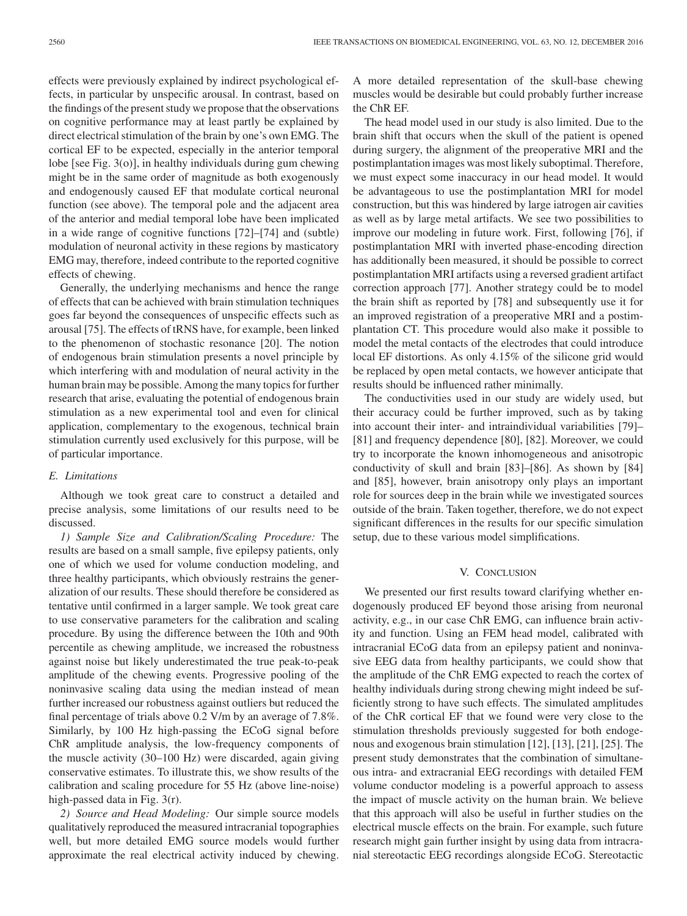effects were previously explained by indirect psychological effects, in particular by unspecific arousal. In contrast, based on the findings of the present study we propose that the observations on cognitive performance may at least partly be explained by direct electrical stimulation of the brain by one's own EMG. The cortical EF to be expected, especially in the anterior temporal lobe [see Fig. 3(o)], in healthy individuals during gum chewing might be in the same order of magnitude as both exogenously and endogenously caused EF that modulate cortical neuronal function (see above). The temporal pole and the adjacent area of the anterior and medial temporal lobe have been implicated in a wide range of cognitive functions [72]–[74] and (subtle) modulation of neuronal activity in these regions by masticatory EMG may, therefore, indeed contribute to the reported cognitive effects of chewing.

Generally, the underlying mechanisms and hence the range of effects that can be achieved with brain stimulation techniques goes far beyond the consequences of unspecific effects such as arousal [75]. The effects of tRNS have, for example, been linked to the phenomenon of stochastic resonance [20]. The notion of endogenous brain stimulation presents a novel principle by which interfering with and modulation of neural activity in the human brain may be possible. Among the many topics for further research that arise, evaluating the potential of endogenous brain stimulation as a new experimental tool and even for clinical application, complementary to the exogenous, technical brain stimulation currently used exclusively for this purpose, will be of particular importance.

### E. Limitations

Although we took great care to construct a detailed and precise analysis, some limitations of our results need to be discussed.

*1) Sample Size and Calibration/Scaling Procedure:* The results are based on a small sample, five epilepsy patients, only one of which we used for volume conduction modeling, and three healthy participants, which obviously restrains the generalization of our results. These should therefore be considered as tentative until confirmed in a larger sample. We took great care to use conservative parameters for the calibration and scaling procedure. By using the difference between the 10th and 90th percentile as chewing amplitude, we increased the robustness against noise but likely underestimated the true peak-to-peak amplitude of the chewing events. Progressive pooling of the noninvasive scaling data using the median instead of mean further increased our robustness against outliers but reduced the final percentage of trials above 0.2 V/m by an average of 7.8%. Similarly, by 100 Hz high-passing the ECoG signal before ChR amplitude analysis, the low-frequency components of the muscle activity (30–100 Hz) were discarded, again giving conservative estimates. To illustrate this, we show results of the calibration and scaling procedure for 55 Hz (above line-noise) high-passed data in Fig. 3(r).

*2) Source and Head Modeling:* Our simple source models qualitatively reproduced the measured intracranial topographies well, but more detailed EMG source models would further approximate the real electrical activity induced by chewing. A more detailed representation of the skull-base chewing muscles would be desirable but could probably further increase the ChR EF.

The head model used in our study is also limited. Due to the brain shift that occurs when the skull of the patient is opened during surgery, the alignment of the preoperative MRI and the postimplantation images was most likely suboptimal. Therefore, we must expect some inaccuracy in our head model. It would be advantageous to use the postimplantation MRI for model construction, but this was hindered by large iatrogen air cavities as well as by large metal artifacts. We see two possibilities to improve our modeling in future work. First, following [76], if postimplantation MRI with inverted phase-encoding direction has additionally been measured, it should be possible to correct postimplantation MRI artifacts using a reversed gradient artifact correction approach [77]. Another strategy could be to model the brain shift as reported by [78] and subsequently use it for an improved registration of a preoperative MRI and a postimplantation CT. This procedure would also make it possible to model the metal contacts of the electrodes that could introduce local EF distortions. As only 4.15% of the silicone grid would be replaced by open metal contacts, we however anticipate that results should be influenced rather minimally.

The conductivities used in our study are widely used, but their accuracy could be further improved, such as by taking into account their inter- and intraindividual variabilities [79]–[81] and frequency dependence [80], [82]. Moreover, we could try to incorporate the known inhomogeneous and anisotropic conductivity of skull and brain [83]–[86]. As shown by [84] and [85], however, brain anisotropy only plays an important role for sources deep in the brain while we investigated sources outside of the brain. Taken together, therefore, we do not expect significant differences in the results for our specific simulation setup, due to these various model simplifications.

## V. Conclusion

We presented our first results toward clarifying whether endogenously produced EF beyond those arising from neuronal activity, e.g., in our case ChR EMG, can influence brain activity and function. Using an FEM head model, calibrated with intracranial ECoG data from an epilepsy patient and noninvasive EEG data from healthy participants, we could show that the amplitude of the ChR EMG expected to reach the cortex of healthy individuals during strong chewing might indeed be sufficiently strong to have such effects. The simulated amplitudes of the ChR cortical EF that we found were very close to the stimulation thresholds previously suggested for both endogenous and exogenous brain stimulation [12], [13], [21], [25]. The present study demonstrates that the combination of simultaneous intra- and extracranial EEG recordings with detailed FEM volume conductor modeling is a powerful approach to assess the impact of muscle activity on the human brain. We believe that this approach will also be useful in further studies on the electrical muscle effects on the brain. For example, such future research might gain further insight by using data from intracranial stereotactic EEG recordings alongside ECoG. Stereotactic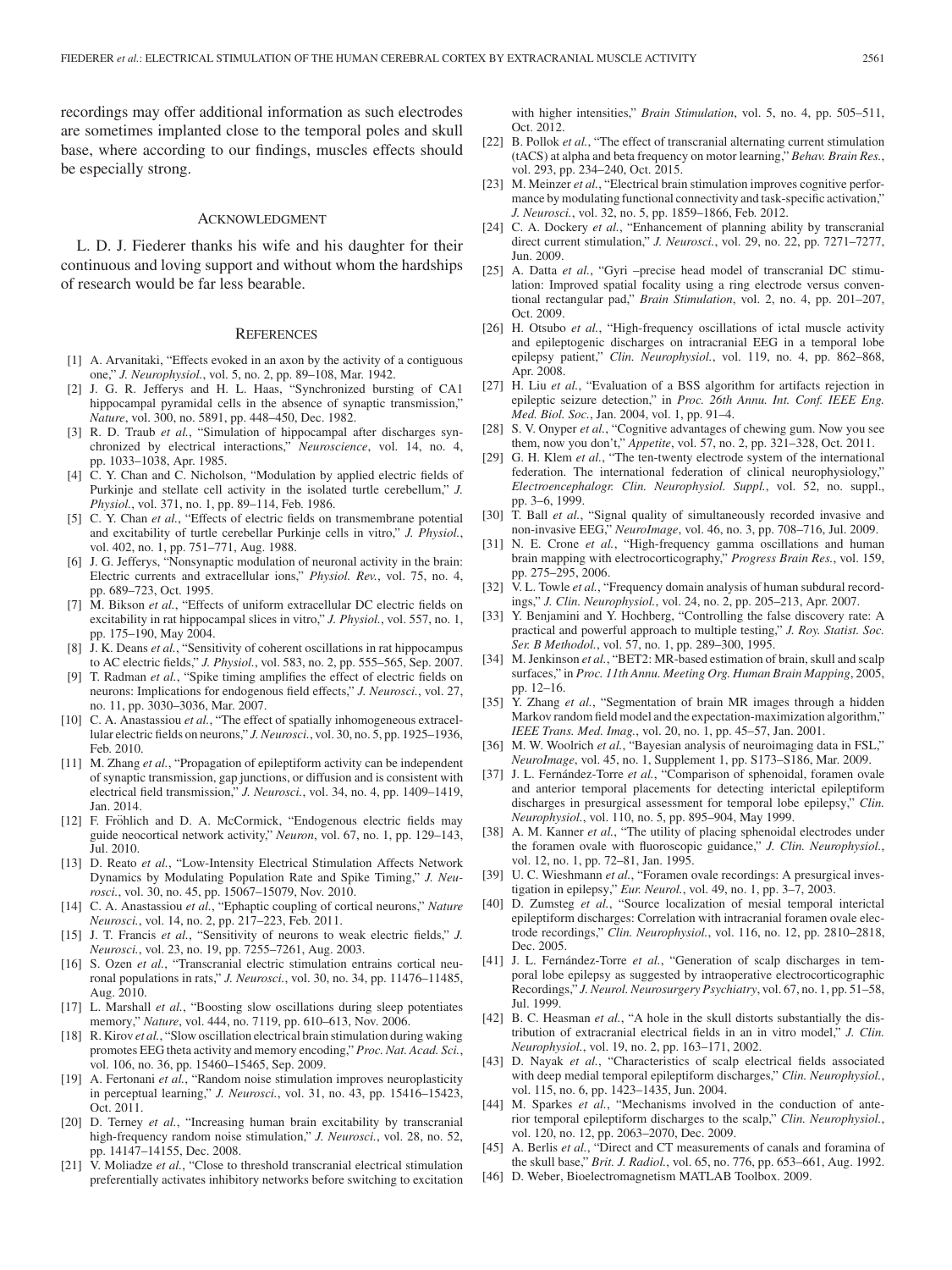recordings may offer additional information as such electrodes are sometimes implanted close to the temporal poles and skull base, where according to our findings, muscles effects should be especially strong.

## Acknowledgment

L. D. J. Fiederer thanks his wife and his daughter for their continuous and loving support and without whom the hardships of research would be far less bearable.

## References

[1] A. Arvanitaki, "Effects evoked in an axon by the activity of a contiguous one," *J. Neurophysiol.*, vol. 5, no. 2, pp. 89–108, Mar. 1942.

[2] J. G. R. Jefferys and H. L. Haas, "Synchronized bursting of CA1 hippocampal pyramidal cells in the absence of synaptic transmission," *Nature*, vol. 300, no. 5891, pp. 448–450, Dec. 1982.

[3] R. D. Traub *et al.*, "Simulation of hippocampal after discharges synchronized by electrical interactions," *Neuroscience*, vol. 14, no. 4, pp. 1033–1038, Apr. 1985.

[4] C. Y. Chan and C. Nicholson, "Modulation by applied electric fields of Purkinje and stellate cell activity in the isolated turtle cerebellum," *J. Physiol.*, vol. 371, no. 1, pp. 89–114, Feb. 1986.

[5] C. Y. Chan *et al.*, "Effects of electric fields on transmembrane potential and excitability of turtle cerebellar Purkinje cells in vitro," *J. Physiol.*, vol. 402, no. 1, pp. 751–771, Aug. 1988.

[6] J. G. Jefferys, "Nonsynaptic modulation of neuronal activity in the brain: Electric currents and extracellular ions," *Physiol. Rev.*, vol. 75, no. 4, pp. 689–723, Oct. 1995.

[7] M. Bikson *et al.*, "Effects of uniform extracellular DC electric fields on excitability in rat hippocampal slices in vitro," *J. Physiol.*, vol. 557, no. 1, pp. 175–190, May 2004.

[8] J. K. Deans *et al.*, "Sensitivity of coherent oscillations in rat hippocampus to AC electric fields," *J. Physiol.*, vol. 583, no. 2, pp. 555–565, Sep. 2007.

[9] T. Radman *et al.*, "Spike timing amplifies the effect of electric fields on neurons: Implications for endogenous field effects," *J. Neurosci.*, vol. 27, no. 11, pp. 3030–3036, Mar. 2007.

[10] C. A. Anastassiou *et al.*, "The effect of spatially inhomogeneous extracellular electric fields on neurons," *J. Neurosci.*, vol. 30, no. 5, pp. 1925–1936, Feb. 2010.

[11] M. Zhang *et al.*, "Propagation of epileptiform activity can be independent of synaptic transmission, gap junctions, or diffusion and is consistent with electrical field transmission," *J. Neurosci.*, vol. 34, no. 4, pp. 1409–1419, Jan. 2014.

[12] F. Fröhlich and D. A. McCormick, "Endogenous electric fields may guide neocortical network activity," *Neuron*, vol. 67, no. 1, pp. 129–143, Jul. 2010.

[13] D. Reato *et al.*, "Low-Intensity Electrical Stimulation Affects Network Dynamics by Modulating Population Rate and Spike Timing," *J. Neurosci.*, vol. 30, no. 45, pp. 15067–15079, Nov. 2010.

[14] C. A. Anastassiou *et al.*, "Ephaptic coupling of cortical neurons," *Nature Neurosci.*, vol. 14, no. 2, pp. 217–223, Feb. 2011.

[15] J. T. Francis *et al.*, "Sensitivity of neurons to weak electric fields," *J. Neurosci.*, vol. 23, no. 19, pp. 7255–7261, Aug. 2003.

[16] S. Ozen *et al.*, "Transcranial electric stimulation entrains cortical neuronal populations in rats," *J. Neurosci.*, vol. 30, no. 34, pp. 11476–11485, Aug. 2010.

[17] L. Marshall *et al.*, "Boosting slow oscillations during sleep potentiates memory," *Nature*, vol. 444, no. 7119, pp. 610–613, Nov. 2006.

[18] R. Kirov *et al.*, "Slow oscillation electrical brain stimulation during waking promotes EEG theta activity and memory encoding," *Proc. Nat. Acad. Sci.*, vol. 106, no. 36, pp. 15460–15465, Sep. 2009.

[19] A. Fertonani *et al.*, "Random noise stimulation improves neuroplasticity in perceptual learning," *J. Neurosci.*, vol. 31, no. 43, pp. 15416–15423, Oct. 2011.

[20] D. Terney *et al.*, "Increasing human brain excitability by transcranial high-frequency random noise stimulation," *J. Neurosci.*, vol. 28, no. 52, pp. 14147–14155, Dec. 2008.

[21] V. Moliadze *et al.*, "Close to threshold transcranial electrical stimulation preferentially activates inhibitory networks before switching to excitation with higher intensities," *Brain Stimulation*, vol. 5, no. 4, pp. 505–511, Oct. 2012.

[22] B. Pollok *et al.*, "The effect of transcranial alternating current stimulation (tACS) at alpha and beta frequency on motor learning," *Behav. Brain Res.*, vol. 293, pp. 234–240, Oct. 2015.

[23] M. Meinzer *et al.*, "Electrical brain stimulation improves cognitive performance by modulating functional connectivity and task-specific activation," *J. Neurosci.*, vol. 32, no. 5, pp. 1859–1866, Feb. 2012.

[24] C. A. Dockery *et al.*, "Enhancement of planning ability by transcranial direct current stimulation," *J. Neurosci.*, vol. 29, no. 22, pp. 7271–7277, Jun. 2009.

[25] A. Datta *et al.*, "Gyri –precise head model of transcranial DC stimulation: Improved spatial focality using a ring electrode versus conventional rectangular pad," *Brain Stimulation*, vol. 2, no. 4, pp. 201–207, Oct. 2009.

[26] H. Otsubo *et al.*, "High-frequency oscillations of ictal muscle activity and epileptogenic discharges on intracranial EEG in a temporal lobe epilepsy patient," *Clin. Neurophysiol.*, vol. 119, no. 4, pp. 862–868, Apr. 2008.

[27] H. Liu *et al.*, "Evaluation of a BSS algorithm for artifacts rejection in epileptic seizure detection," in *Proc. 26th Annu. Int. Conf. IEEE Eng. Med. Biol. Soc.*, Jan. 2004, vol. 1, pp. 91–4.

[28] S. V. Onyper *et al.*, "Cognitive advantages of chewing gum. Now you see them, now you don't," *Appetite*, vol. 57, no. 2, pp. 321–328, Oct. 2011.

[29] G. H. Klem *et al.*, "The ten-twenty electrode system of the international federation. The international federation of clinical neurophysiology," *Electroencephalogr. Clin. Neurophysiol. Suppl.*, vol. 52, no. suppl., pp. 3–6, 1999.

[30] T. Ball *et al.*, "Signal quality of simultaneously recorded invasive and non-invasive EEG," *NeuroImage*, vol. 46, no. 3, pp. 708–716, Jul. 2009.

[31] N. E. Crone *et al.*, "High-frequency gamma oscillations and human brain mapping with electrocorticography," *Progress Brain Res.*, vol. 159, pp. 275–295, 2006.

[32] V. L. Towle *et al.*, "Frequency domain analysis of human subdural recordings," *J. Clin. Neurophysiol.*, vol. 24, no. 2, pp. 205–213, Apr. 2007.

[33] Y. Benjamini and Y. Hochberg, "Controlling the false discovery rate: A practical and powerful approach to multiple testing," *J. Roy. Statist. Soc. Ser. B Methodol.*, vol. 57, no. 1, pp. 289–300, 1995.

[34] M. Jenkinson *et al.*, "BET2: MR-based estimation of brain, skull and scalp surfaces," in *Proc. 11th Annu. Meeting Org. Human Brain Mapping*, 2005, pp. 12–16.

[35] Y. Zhang *et al.*, "Segmentation of brain MR images through a hidden Markov random field model and the expectation-maximization algorithm," *IEEE Trans. Med. Imag.*, vol. 20, no. 1, pp. 45–57, Jan. 2001.

[36] M. W. Woolrich *et al.*, "Bayesian analysis of neuroimaging data in FSL," *NeuroImage*, vol. 45, no. 1, Supplement 1, pp. S173–S186, Mar. 2009.

[37] J. L. Fernández-Torre *et al.*, "Comparison of sphenoidal, foramen ovale and anterior temporal placements for detecting interictal epileptiform discharges in presurgical assessment for temporal lobe epilepsy," *Clin. Neurophysiol.*, vol. 110, no. 5, pp. 895–904, May 1999.

[38] A. M. Kanner *et al.*, "The utility of placing sphenoidal electrodes under the foramen ovale with fluoroscopic guidance," *J. Clin. Neurophysiol.*, vol. 12, no. 1, pp. 72–81, Jan. 1995.

[39] U. C. Wieshmann *et al.*, "Foramen ovale recordings: A presurgical investigation in epilepsy," *Eur. Neurol.*, vol. 49, no. 1, pp. 3–7, 2003.

[40] D. Zumsteg *et al.*, "Source localization of mesial temporal interictal epileptiform discharges: Correlation with intracranial foramen ovale electrode recordings," *Clin. Neurophysiol.*, vol. 116, no. 12, pp. 2810–2818, Dec. 2005.

[41] J. L. Fernández-Torre *et al.*, "Generation of scalp discharges in temporal lobe epilepsy as suggested by intraoperative electrocorticographic Recordings," *J. Neurol. Neurosurgery Psychiatry*, vol. 67, no. 1, pp. 51–58, Jul. 1999.

[42] B. C. Heasman *et al.*, "A hole in the skull distorts substantially the distribution of extracranial electrical fields in an in vitro model," *J. Clin. Neurophysiol.*, vol. 19, no. 2, pp. 163–171, 2002.

[43] D. Nayak *et al.*, "Characteristics of scalp electrical fields associated with deep medial temporal epileptiform discharges," *Clin. Neurophysiol.*, vol. 115, no. 6, pp. 1423–1435, Jun. 2004.

[44] M. Sparkes *et al.*, "Mechanisms involved in the conduction of anterior temporal epileptiform discharges to the scalp," *Clin. Neurophysiol.*, vol. 120, no. 12, pp. 2063–2070, Dec. 2009.

[45] A. Berlis *et al.*, "Direct and CT measurements of canals and foramina of the skull base," *Brit. J. Radiol.*, vol. 65, no. 776, pp. 653–661, Aug. 1992.

[46] D. Weber, Bioelectromagnetism MATLAB Toolbox. 2009.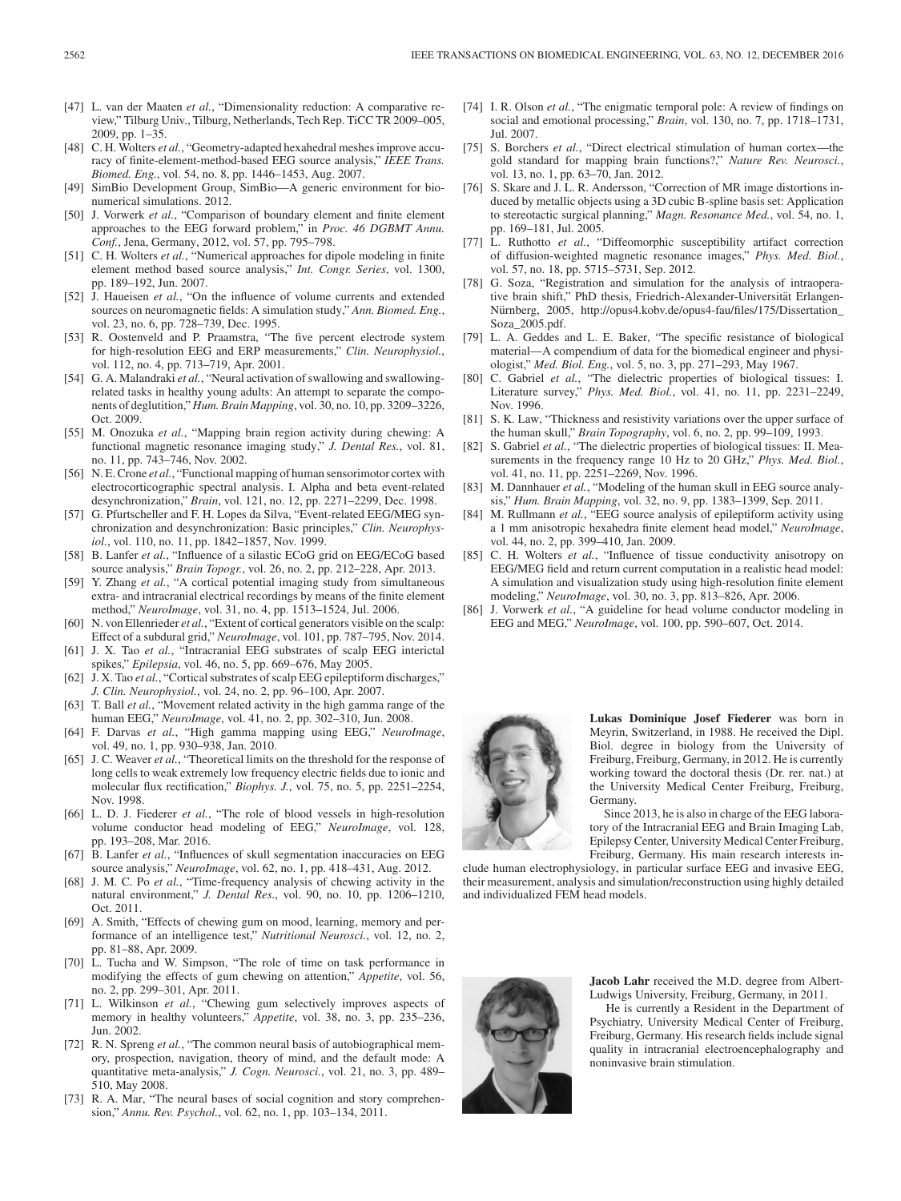[47] L. van der Maaten *et al.*, "Dimensionality reduction: A comparative review," Tilburg Univ., Tilburg, Netherlands, Tech Rep. TiCC TR 2009–005, 2009, pp. 1–35.

[48] C. H. Wolters *et al.*, "Geometry-adapted hexahedral meshes improve accuracy of finite-element-method-based EEG source analysis," *IEEE Trans. Biomed. Eng.*, vol. 54, no. 8, pp. 1446–1453, Aug. 2007.

[49] SimBio Development Group, SimBio—A generic environment for bio-numerical simulations. 2012.

[50] J. Vorwerk *et al.*, "Comparison of boundary element and finite element approaches to the EEG forward problem," in *Proc. 46 DGBMT Annu. Conf.*, Jena, Germany, 2012, vol. 57, pp. 795–798.

[51] C. H. Wolters *et al.*, "Numerical approaches for dipole modeling in finite element method based source analysis," *Int. Congr. Series*, vol. 1300, pp. 189–192, Jun. 2007.

[52] J. Haueisen *et al.*, "On the influence of volume currents and extended sources on neuromagnetic fields: A simulation study," *Ann. Biomed. Eng.*, vol. 23, no. 6, pp. 728–739, Dec. 1995.

[53] R. Oostenveld and P. Praamstra, "The five percent electrode system for high-resolution EEG and ERP measurements," *Clin. Neurophysiol.*, vol. 112, no. 4, pp. 713–719, Apr. 2001.

[54] G. A. Malandraki *et al.*, "Neural activation of swallowing and swallowing-related tasks in healthy young adults: An attempt to separate the components of deglutition," *Hum. Brain Mapping*, vol. 30, no. 10, pp. 3209–3226, Oct. 2009.

[55] M. Onozuka *et al.*, "Mapping brain region activity during chewing: A functional magnetic resonance imaging study," *J. Dental Res.*, vol. 81, no. 11, pp. 743–746, Nov. 2002.

[56] N. E. Crone *et al.*, "Functional mapping of human sensorimotor cortex with electrocorticographic spectral analysis. I. Alpha and beta event-related desynchronization," *Brain*, vol. 121, no. 12, pp. 2271–2299, Dec. 1998.

[57] G. Pfurtscheller and F. H. Lopes da Silva, "Event-related EEG/MEG synchronization and desynchronization: Basic principles," *Clin. Neurophysiol.*, vol. 110, no. 11, pp. 1842–1857, Nov. 1999.

[58] B. Lanfer *et al.*, "Influence of a silastic ECoG grid on EEG/ECoG based source analysis," *Brain Topogr.*, vol. 26, no. 2, pp. 212–228, Apr. 2013.

[59] Y. Zhang *et al.*, "A cortical potential imaging study from simultaneous extra- and intracranial electrical recordings by means of the finite element method," *NeuroImage*, vol. 31, no. 4, pp. 1513–1524, Jul. 2006.

[60] N. von Ellenrieder *et al.*, "Extent of cortical generators visible on the scalp: Effect of a subdural grid," *NeuroImage*, vol. 101, pp. 787–795, Nov. 2014.

[61] J. X. Tao *et al.*, "Intracranial EEG substrates of scalp EEG interictal spikes," *Epilepsia*, vol. 46, no. 5, pp. 669–676, May 2005.

[62] J. X. Tao *et al.*, "Cortical substrates of scalp EEG epileptiform discharges," *J. Clin. Neurophysiol.*, vol. 24, no. 2, pp. 96–100, Apr. 2007.

[63] T. Ball *et al.*, "Movement related activity in the high gamma range of the human EEG," *NeuroImage*, vol. 41, no. 2, pp. 302–310, Jun. 2008.

[64] F. Darvas *et al.*, "High gamma mapping using EEG," *NeuroImage*, vol. 49, no. 1, pp. 930–938, Jan. 2010.

[65] J. C. Weaver *et al.*, "Theoretical limits on the threshold for the response of long cells to weak extremely low frequency electric fields due to ionic and molecular flux rectification," *Biophys. J.*, vol. 75, no. 5, pp. 2251–2254, Nov. 1998.

[66] L. D. J. Fiederer *et al.*, "The role of blood vessels in high-resolution volume conductor head modeling of EEG," *NeuroImage*, vol. 128, pp. 193–208, Mar. 2016.

[67] B. Lanfer *et al.*, "Influences of skull segmentation inaccuracies on EEG source analysis," *NeuroImage*, vol. 62, no. 1, pp. 418–431, Aug. 2012.

[68] J. M. C. Po *et al.*, "Time-frequency analysis of chewing activity in the natural environment," *J. Dental Res.*, vol. 90, no. 10, pp. 1206–1210, Oct. 2011.

[69] A. Smith, "Effects of chewing gum on mood, learning, memory and performance of an intelligence test," *Nutritional Neurosci.*, vol. 12, no. 2, pp. 81–88, Apr. 2009.

[70] L. Tucha and W. Simpson, "The role of time on task performance in modifying the effects of gum chewing on attention," *Appetite*, vol. 56, no. 2, pp. 299–301, Apr. 2011.

[71] L. Wilkinson *et al.*, "Chewing gum selectively improves aspects of memory in healthy volunteers," *Appetite*, vol. 38, no. 3, pp. 235–236, Jun. 2002.

[72] R. N. Spreng *et al.*, "The common neural basis of autobiographical memory, prospection, navigation, theory of mind, and the default mode: A quantitative meta-analysis," *J. Cogn. Neurosci.*, vol. 21, no. 3, pp. 489–510, May 2008.

[73] R. A. Mar, "The neural bases of social cognition and story comprehension," *Annu. Rev. Psychol.*, vol. 62, no. 1, pp. 103–134, 2011.

[74] I. R. Olson *et al.*, "The enigmatic temporal pole: A review of findings on social and emotional processing," *Brain*, vol. 130, no. 7, pp. 1718–1731, Jul. 2007.

[75] S. Borchers *et al.*, "Direct electrical stimulation of human cortex—the gold standard for mapping brain functions?," *Nature Rev. Neurosci.*, vol. 13, no. 1, pp. 63–70, Jan. 2012.

[76] S. Skare and J. L. R. Andersson, "Correction of MR image distortions induced by metallic objects using a 3D cubic B-spline basis set: Application to stereotactic surgical planning," *Magn. Resonance Med.*, vol. 54, no. 1, pp. 169–181, Jul. 2005.

[77] L. Ruthotto *et al.*, "Diffeomorphic susceptibility artifact correction of diffusion-weighted magnetic resonance images," *Phys. Med. Biol.*, vol. 57, no. 18, pp. 5715–5731, Sep. 2012.

[78] G. Soza, "Registration and simulation for the analysis of intraoperative brain shift," PhD thesis, Friedrich-Alexander-Universität Erlangen-Nürnberg, 2005, http://opus4.kobv.de/opus4-fau/files/175/Dissertation_Soza_2005.pdf.

[79] L. A. Geddes and L. E. Baker, "The specific resistance of biological material—A compendium of data for the biomedical engineer and physiologist," *Med. Biol. Eng.*, vol. 5, no. 3, pp. 271–293, May 1967.

[80] C. Gabriel *et al.*, "The dielectric properties of biological tissues: I. Literature survey," *Phys. Med. Biol.*, vol. 41, no. 11, pp. 2231–2249, Nov. 1996.

[81] S. K. Law, "Thickness and resistivity variations over the upper surface of the human skull," *Brain Topography*, vol. 6, no. 2, pp. 99–109, 1993.

[82] S. Gabriel *et al.*, "The dielectric properties of biological tissues: II. Measurements in the frequency range 10 Hz to 20 GHz," *Phys. Med. Biol.*, vol. 41, no. 11, pp. 2251–2269, Nov. 1996.

[83] M. Dannhauer *et al.*, "Modeling of the human skull in EEG source analysis," *Hum. Brain Mapping*, vol. 32, no. 9, pp. 1383–1399, Sep. 2011.

[84] M. Rullmann *et al.*, "EEG source analysis of epileptiform activity using a 1 mm anisotropic hexahedra finite element head model," *NeuroImage*, vol. 44, no. 2, pp. 399–410, Jan. 2009.

[85] C. H. Wolters *et al.*, "Influence of tissue conductivity anisotropy on EEG/MEG field and return current computation in a realistic head model: A simulation and visualization study using high-resolution finite element modeling," *NeuroImage*, vol. 30, no. 3, pp. 813–826, Apr. 2006.

[86] J. Vorwerk *et al.*, "A guideline for head volume conductor modeling in EEG and MEG," *NeuroImage*, vol. 100, pp. 590–607, Oct. 2014.

**Lukas Dominique Josef Fiederer** was born in Meyrin, Switzerland, in 1988. He received the Dipl. Biol. degree in biology from the University of Freiburg, Freiburg, Germany, in 2012. He is currently working toward the doctoral thesis (Dr. rer. nat.) at the University Medical Center Freiburg, Freiburg, Germany.

Since 2013, he is also in charge of the EEG laboratory of the Intracranial EEG and Brain Imaging Lab, Epilepsy Center, University Medical Center Freiburg, Freiburg, Germany. His main research interests include human electrophysiology, in particular surface EEG and invasive EEG, their measurement, analysis and simulation/reconstruction using highly detailed and individualized FEM head models.

**Jacob Lahr** received the M.D. degree from Albert-Ludwigs University, Freiburg, Germany, in 2011.

He is currently a Resident in the Department of Psychiatry, University Medical Center of Freiburg, Freiburg, Germany. His research fields include signal quality in intracranial electroencephalography and noninvasive brain stimulation.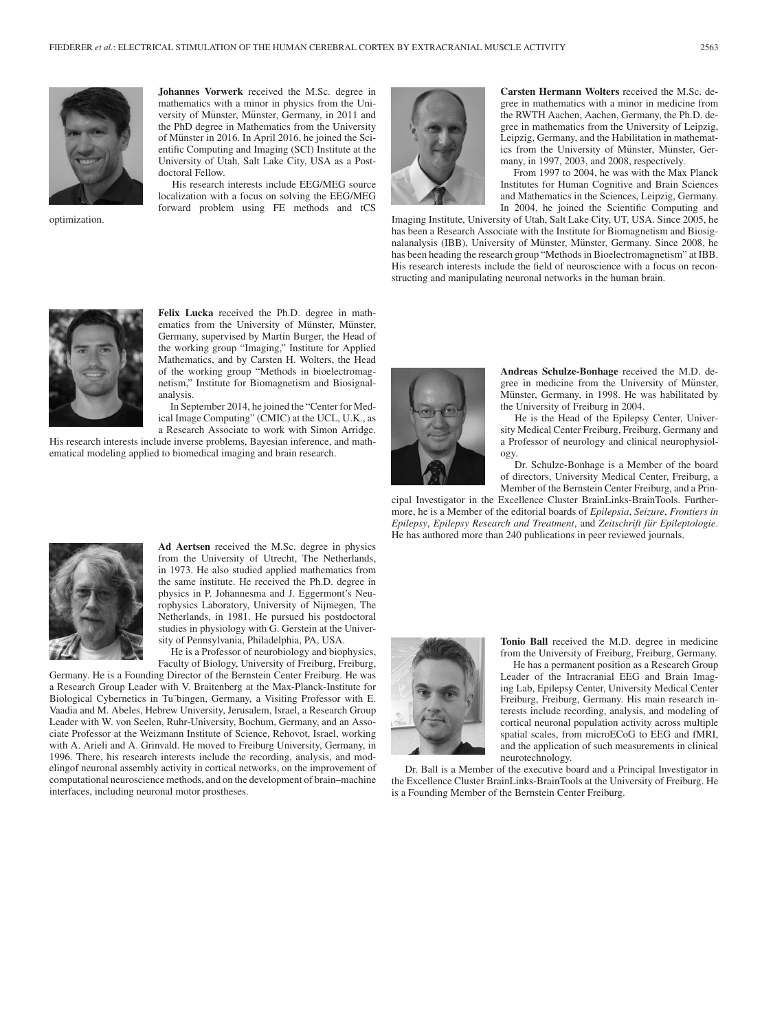**Johannes Vorwerk** received the M.Sc. degree in mathematics with a minor in physics from the University of Münster, Münster, Germany, in 2011 and the PhD degree in Mathematics from the University of Münster in 2016. In April 2016, he joined the Scientific Computing and Imaging (SCI) Institute at the University of Utah, Salt Lake City, USA as a Postdoctoral Fellow.

His research interests include EEG/MEG source localization with a focus on solving the EEG/MEG forward problem using FE methods and tCS optimization.

**Felix Lucka** received the Ph.D. degree in mathematics from the University of Münster, Münster, Germany, supervised by Martin Burger, the Head of the working group "Imaging," Institute for Applied Mathematics, and by Carsten H. Wolters, the Head of the working group "Methods in bioelectromagnetism," Institute for Biomagnetism and Biosignalanalysis.

In September 2014, he joined the "Center for Medical Image Computing" (CMIC) at the UCL, U.K., as a Research Associate to work with Simon Arridge. His research interests include inverse problems, Bayesian inference, and mathematical modeling applied to biomedical imaging and brain research.

**Ad Aertsen** received the M.Sc. degree in physics from the University of Utrecht, The Netherlands, in 1973. He also studied applied mathematics from the same institute. He received the Ph.D. degree in physics in P. Johannesma and J. Eggermont's Neurophysics Laboratory, University of Nijmegen, The Netherlands, in 1981. He pursued his postdoctoral studies in physiology with G. Gerstein at the University of Pennsylvania, Philadelphia, PA, USA.

He is a Professor of neurobiology and biophysics, Faculty of Biology, University of Freiburg, Freiburg, Germany. He is a Founding Director of the Bernstein Center Freiburg. He was a Research Group Leader with V. Braitenberg at the Max-Planck-Institute for Biological Cybernetics in Tübingen, Germany, a Visiting Professor with E. Vaadia and M. Abeles, Hebrew University, Jerusalem, Israel, a Research Group Leader with W. von Seelen, Ruhr-University, Bochum, Germany, and an Associate Professor at the Weizmann Institute of Science, Rehovot, Israel, working with A. Arieli and A. Grinvald. He moved to Freiburg University, Germany, in 1996. There, his research interests include the recording, analysis, and modelingof neuronal assembly activity in cortical networks, on the improvement of computational neuroscience methods, and on the development of brain–machine interfaces, including neuronal motor prostheses.

**Carsten Hermann Wolters** received the M.Sc. degree in mathematics with a minor in medicine from the RWTH Aachen, Aachen, Germany, the Ph.D. degree in mathematics from the University of Leipzig, Leipzig, Germany, and the Habilitation in mathematics from the University of Münster, Münster, Germany, in 1997, 2003, and 2008, respectively.

From 1997 to 2004, he was with the Max Planck Institutes for Human Cognitive and Brain Sciences and Mathematics in the Sciences, Leipzig, Germany. In 2004, he joined the Scientific Computing and Imaging Institute, University of Utah, Salt Lake City, UT, USA. Since 2005, he has been a Research Associate with the Institute for Biomagnetism and Biosignalanalysis (IBB), University of Münster, Münster, Germany. Since 2008, he has been heading the research group "Methods in Bioelectromagnetism" at IBB. His research interests include the field of neuroscience with a focus on reconstructing and manipulating neuronal networks in the human brain.

**Andreas Schulze-Bonhage** received the M.D. degree in medicine from the University of Münster, Münster, Germany, in 1998. He was habilitated by the University of Freiburg in 2004.

He is the Head of the Epilepsy Center, University Medical Center Freiburg, Freiburg, Germany and a Professor of neurology and clinical neurophysiology.

Dr. Schulze-Bonhage is a Member of the board of directors, University Medical Center, Freiburg, a Member of the Bernstein Center Freiburg, and a Principal Investigator in the Excellence Cluster BrainLinks-BrainTools. Furthermore, he is a Member of the editorial boards of *Epilepsia*, *Seizure*, *Frontiers in Epilepsy*, *Epilepsy Research and Treatment*, and *Zeitschrift für Epileptologie*. He has authored more than 240 publications in peer reviewed journals.

**Tonio Ball** received the M.D. degree in medicine from the University of Freiburg, Freiburg, Germany.

He has a permanent position as a Research Group Leader of the Intracranial EEG and Brain Imaging Lab, Epilepsy Center, University Medical Center Freiburg, Freiburg, Germany. His main research interests include recording, analysis, and modeling of cortical neuronal population activity across multiple spatial scales, from microECoG to EEG and fMRI, and the application of such measurements in clinical neurotechnology.

Dr. Ball is a Member of the executive board and a Principal Investigator in the Excellence Cluster BrainLinks-BrainTools at the University of Freiburg. He is a Founding Member of the Bernstein Center Freiburg.